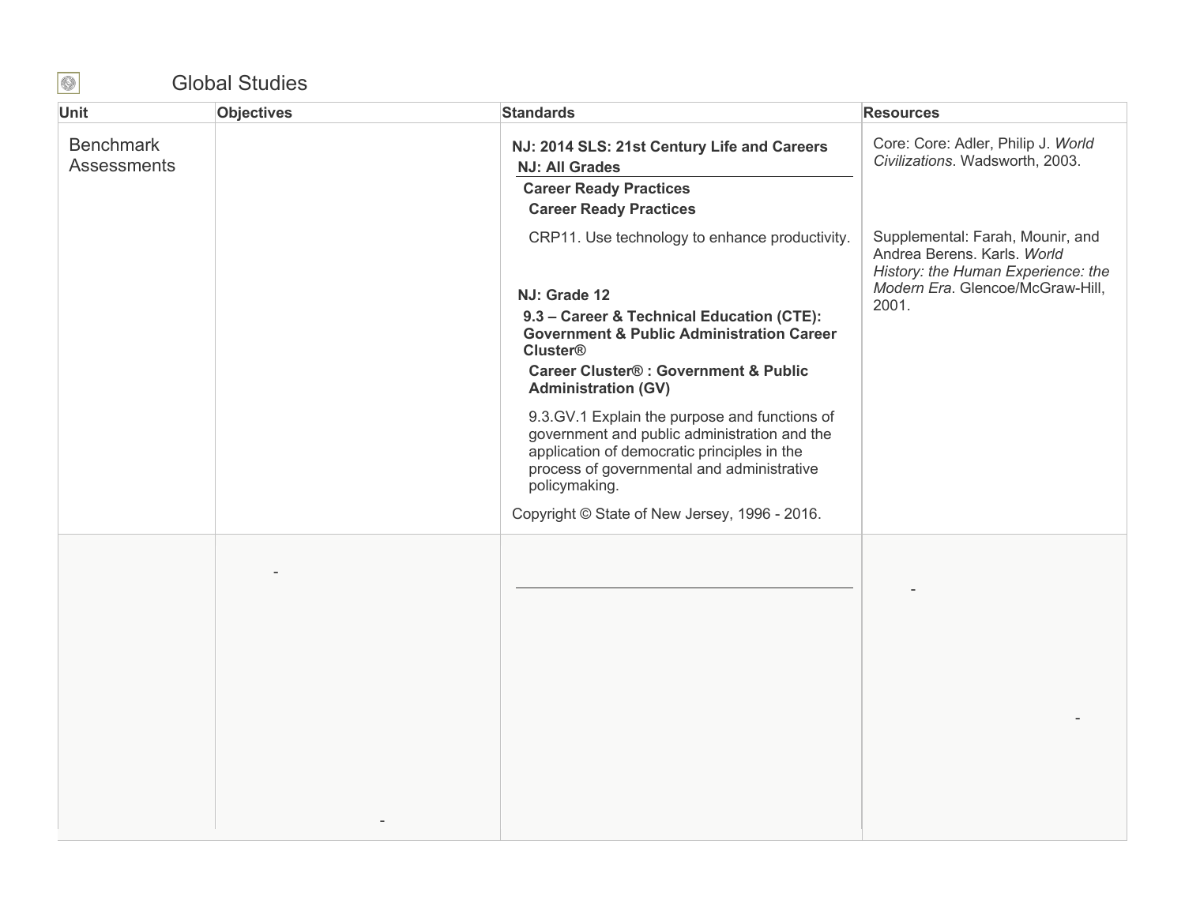# Global Studies

| Unit | Objectives | Standards | Resources |
|---|---|---|---|
| Benchmark Assessments | | **NJ: 2014 SLS: 21st Century Life and Careers**<br>**NJ: All Grades**<br>**Career Ready Practices**<br>**Career Ready Practices**<br>CRP11. Use technology to enhance productivity.<br>**NJ: Grade 12**<br>**9.3 – Career & Technical Education (CTE): Government & Public Administration Career Cluster®**<br>**Career Cluster® : Government & Public Administration (GV)**<br>9.3.GV.1 Explain the purpose and functions of government and public administration and the application of democratic principles in the process of governmental and administrative policymaking.<br>Copyright © State of New Jersey, 1996 - 2016. | Core: Core: Adler, Philip J. *World Civilizations*. Wadsworth, 2003.<br><br>Supplemental: Farah, Mounir, and Andrea Berens. Karls. *World History: the Human Experience: the Modern Era*. Glencoe/McGraw-Hill, 2001. |
| | - | | - |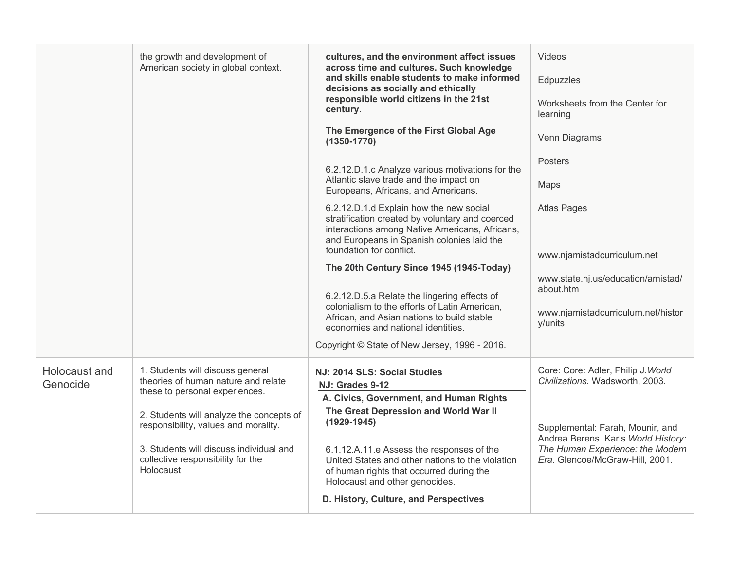| | | | |
|---|---|---|---|
| | the growth and development of American society in global context. | **cultures, and the environment affect issues across time and cultures. Such knowledge and skills enable students to make informed decisions as socially and ethically responsible world citizens in the 21st century.**<br><br>**The Emergence of the First Global Age (1350-1770)**<br><br>6.2.12.D.1.c Analyze various motivations for the Atlantic slave trade and the impact on Europeans, Africans, and Americans.<br><br>6.2.12.D.1.d Explain how the new social stratification created by voluntary and coerced interactions among Native Americans, Africans, and Europeans in Spanish colonies laid the foundation for conflict.<br><br>**The 20th Century Since 1945 (1945-Today)**<br><br>6.2.12.D.5.a Relate the lingering effects of colonialism to the efforts of Latin American, African, and Asian nations to build stable economies and national identities.<br><br>Copyright © State of New Jersey, 1996 - 2016. | Videos<br><br>Edpuzzles<br><br>Worksheets from the Center for learning<br><br>Venn Diagrams<br><br>Posters<br><br>Maps<br><br>Atlas Pages<br><br>www.njamistadcurriculum.net<br><br>www.state.nj.us/education/amistad/about.htm<br><br>www.njamistadcurriculum.net/history/units |
| Holocaust and Genocide | 1. Students will discuss general theories of human nature and relate these to personal experiences.<br><br>2. Students will analyze the concepts of responsibility, values and morality.<br><br>3. Students will discuss individual and collective responsibility for the Holocaust. | **NJ: 2014 SLS: Social Studies**<br>**NJ: Grades 9-12**<br>**A. Civics, Government, and Human Rights**<br>**The Great Depression and World War II (1929-1945)**<br><br>6.1.12.A.11.e Assess the responses of the United States and other nations to the violation of human rights that occurred during the Holocaust and other genocides.<br><br>**D. History, Culture, and Perspectives** | Core: Core: Adler, Philip J.*World Civilizations*. Wadsworth, 2003.<br><br>Supplemental: Farah, Mounir, and Andrea Berens. Karls.*World History: The Human Experience: the Modern Era*. Glencoe/McGraw-Hill, 2001. |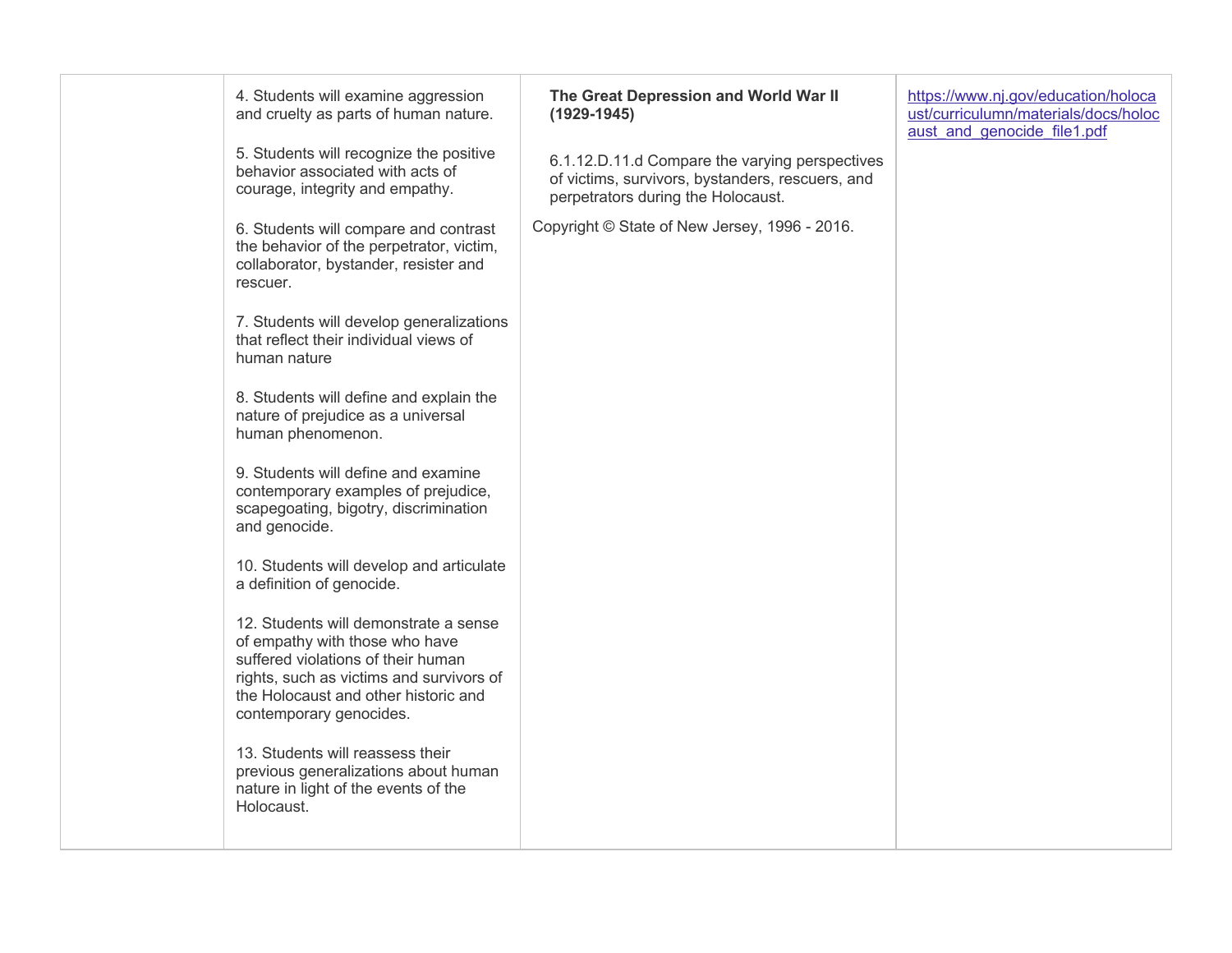| | | | |
|---|---|---|---|
| | 4. Students will examine aggression and cruelty as parts of human nature.<br><br>5. Students will recognize the positive behavior associated with acts of courage, integrity and empathy.<br><br>6. Students will compare and contrast the behavior of the perpetrator, victim, collaborator, bystander, resister and rescuer.<br><br>7. Students will develop generalizations that reflect their individual views of human nature<br><br>8. Students will define and explain the nature of prejudice as a universal human phenomenon.<br><br>9. Students will define and examine contemporary examples of prejudice, scapegoating, bigotry, discrimination and genocide.<br><br>10. Students will develop and articulate a definition of genocide.<br><br>12. Students will demonstrate a sense of empathy with those who have suffered violations of their human rights, such as victims and survivors of the Holocaust and other historic and contemporary genocides.<br><br>13. Students will reassess their previous generalizations about human nature in light of the events of the Holocaust. | **The Great Depression and World War II (1929-1945)**<br><br>6.1.12.D.11.d Compare the varying perspectives of victims, survivors, bystanders, rescuers, and perpetrators during the Holocaust.<br><br>Copyright © State of New Jersey, 1996 - 2016. | https://www.nj.gov/education/holocaust/curriculumn/materials/docs/holocaust_and_genocide_file1.pdf |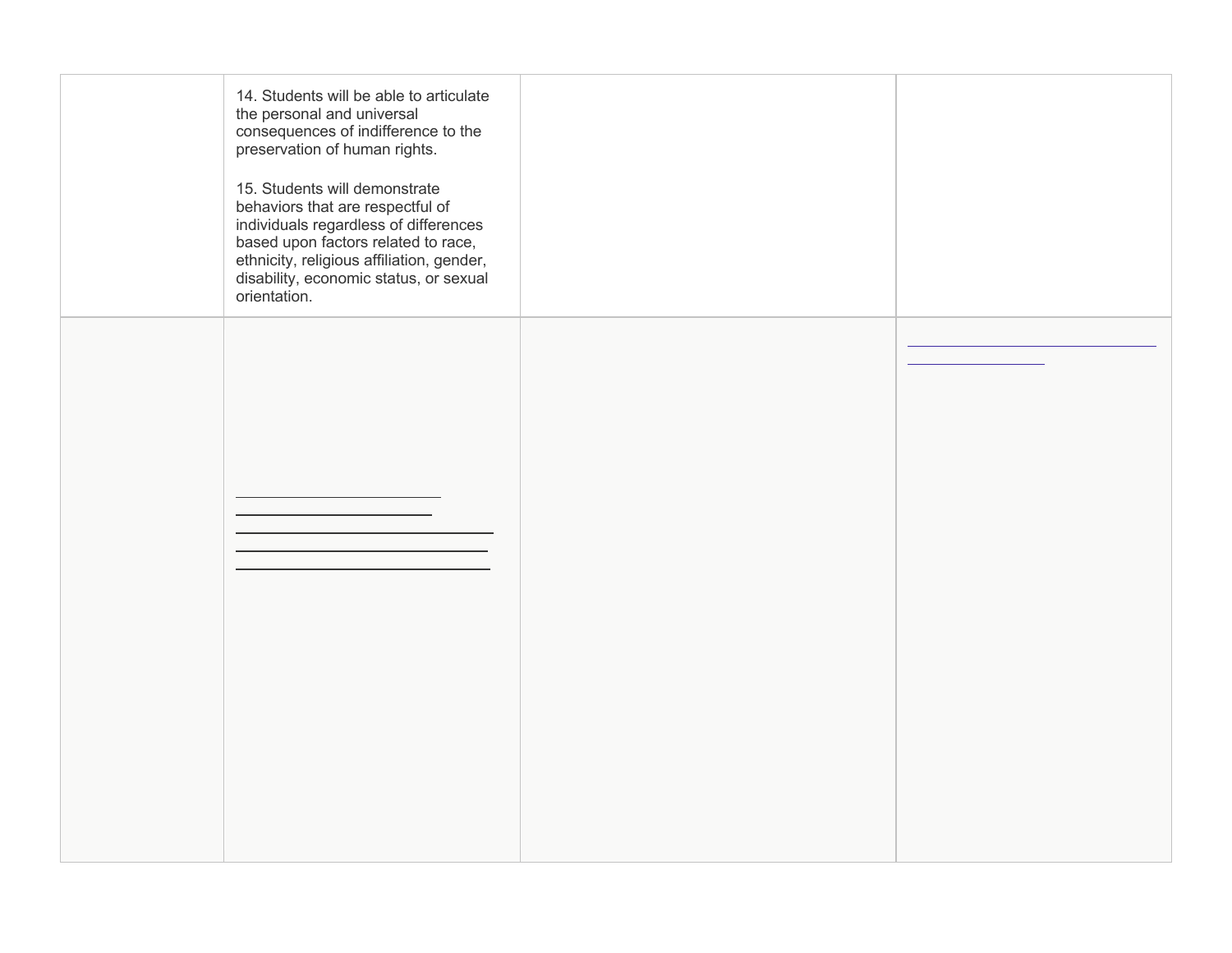| | | | |
|---|---|---|---|
| | 14. Students will be able to articulate the personal and universal consequences of indifference to the preservation of human rights.<br><br>15. Students will demonstrate behaviors that are respectful of individuals regardless of differences based upon factors related to race, ethnicity, religious affiliation, gender, disability, economic status, or sexual orientation. | | |
| | | | |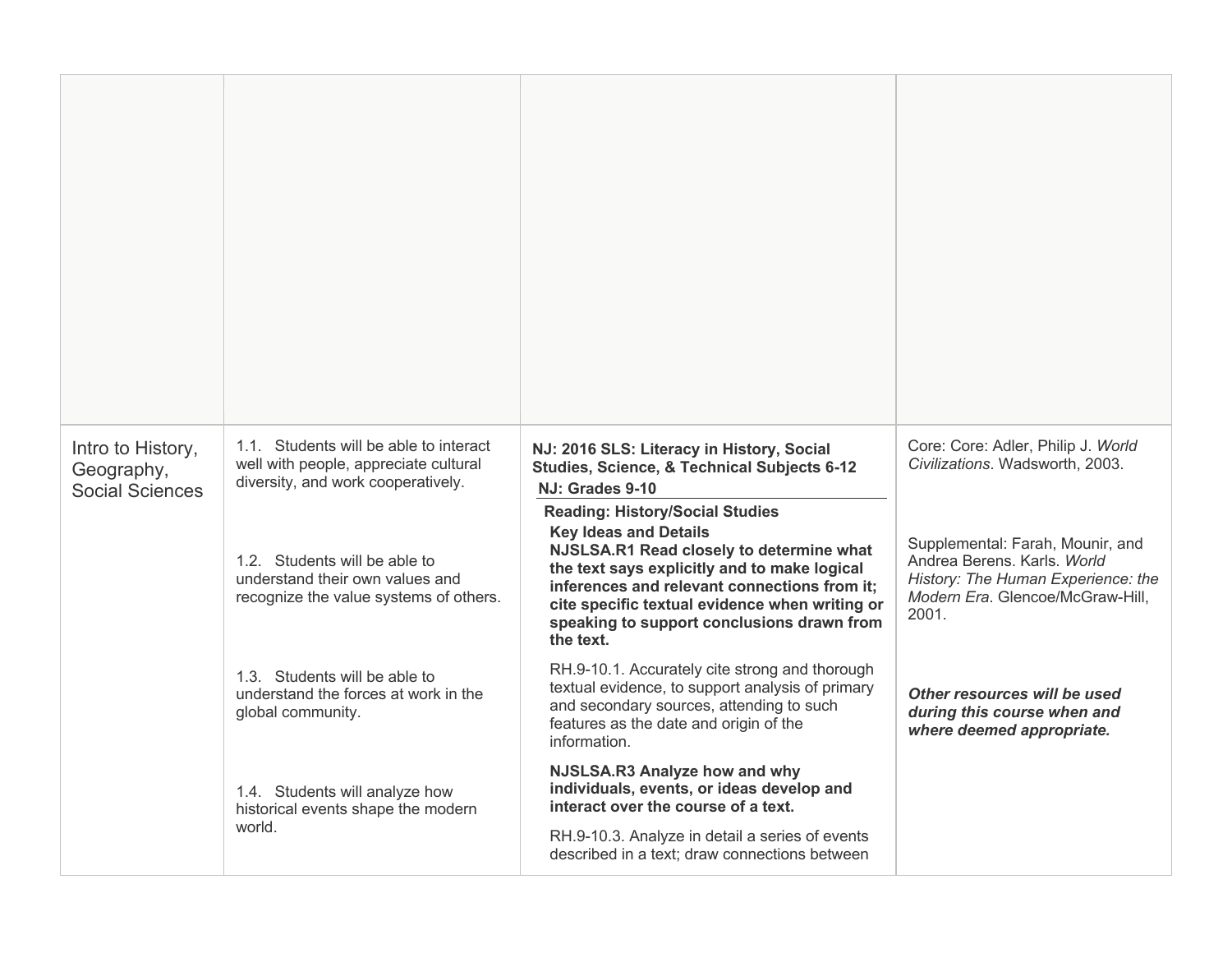|  |  |  |  |
| --- | --- | --- | --- |
|  |  |  |  |
| Intro to History, Geography, Social Sciences | 1.1. Students will be able to interact well with people, appreciate cultural diversity, and work cooperatively.<br><br>1.2. Students will be able to understand their own values and recognize the value systems of others.<br><br>1.3. Students will be able to understand the forces at work in the global community.<br><br>1.4. Students will analyze how historical events shape the modern world. | **NJ: 2016 SLS: Literacy in History, Social Studies, Science, & Technical Subjects 6-12**<br>**NJ: Grades 9-10**<br>**Reading: History/Social Studies**<br>**Key Ideas and Details**<br>**NJSLSA.R1 Read closely to determine what the text says explicitly and to make logical inferences and relevant connections from it; cite specific textual evidence when writing or speaking to support conclusions drawn from the text.**<br><br>RH.9-10.1. Accurately cite strong and thorough textual evidence, to support analysis of primary and secondary sources, attending to such features as the date and origin of the information.<br><br>**NJSLSA.R3 Analyze how and why individuals, events, or ideas develop and interact over the course of a text.**<br><br>RH.9-10.3. Analyze in detail a series of events described in a text; draw connections between | Core: Core: Adler, Philip J. *World Civilizations*. Wadsworth, 2003.<br><br>Supplemental: Farah, Mounir, and Andrea Berens. Karls. *World History: The Human Experience: the Modern Era*. Glencoe/McGraw-Hill, 2001.<br><br>***Other resources will be used during this course when and where deemed appropriate.*** |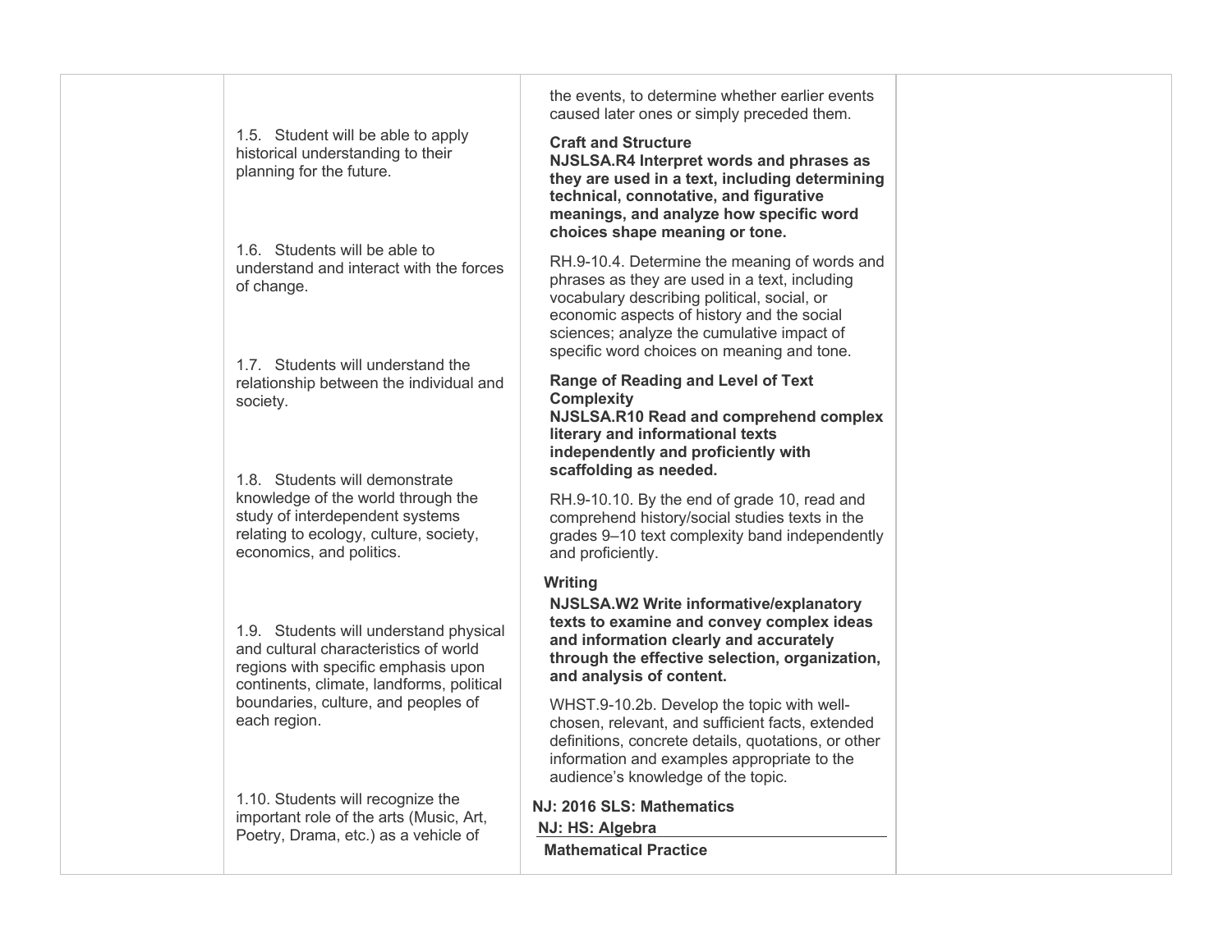| | | | |
|---|---|---|---|
| | 1.5. Student will be able to apply historical understanding to their planning for the future.<br><br>1.6. Students will be able to understand and interact with the forces of change.<br><br>1.7. Students will understand the relationship between the individual and society.<br><br>1.8. Students will demonstrate knowledge of the world through the study of interdependent systems relating to ecology, culture, society, economics, and politics.<br><br>1.9. Students will understand physical and cultural characteristics of world regions with specific emphasis upon continents, climate, landforms, political boundaries, culture, and peoples of each region.<br><br>1.10. Students will recognize the important role of the arts (Music, Art, Poetry, Drama, etc.) as a vehicle of | the events, to determine whether earlier events caused later ones or simply preceded them.<br><br>**Craft and Structure**<br>**NJSLSA.R4 Interpret words and phrases as they are used in a text, including determining technical, connotative, and figurative meanings, and analyze how specific word choices shape meaning or tone.**<br><br>RH.9-10.4. Determine the meaning of words and phrases as they are used in a text, including vocabulary describing political, social, or economic aspects of history and the social sciences; analyze the cumulative impact of specific word choices on meaning and tone.<br><br>**Range of Reading and Level of Text Complexity**<br>**NJSLSA.R10 Read and comprehend complex literary and informational texts independently and proficiently with scaffolding as needed.**<br><br>RH.9-10.10. By the end of grade 10, read and comprehend history/social studies texts in the grades 9–10 text complexity band independently and proficiently.<br><br>**Writing**<br>**NJSLSA.W2 Write informative/explanatory texts to examine and convey complex ideas and information clearly and accurately through the effective selection, organization, and analysis of content.**<br><br>WHST.9-10.2b. Develop the topic with well-chosen, relevant, and sufficient facts, extended definitions, concrete details, quotations, or other information and examples appropriate to the audience's knowledge of the topic.<br><br>**NJ: 2016 SLS: Mathematics**<br>**NJ: HS: Algebra**<br>**Mathematical Practice** | |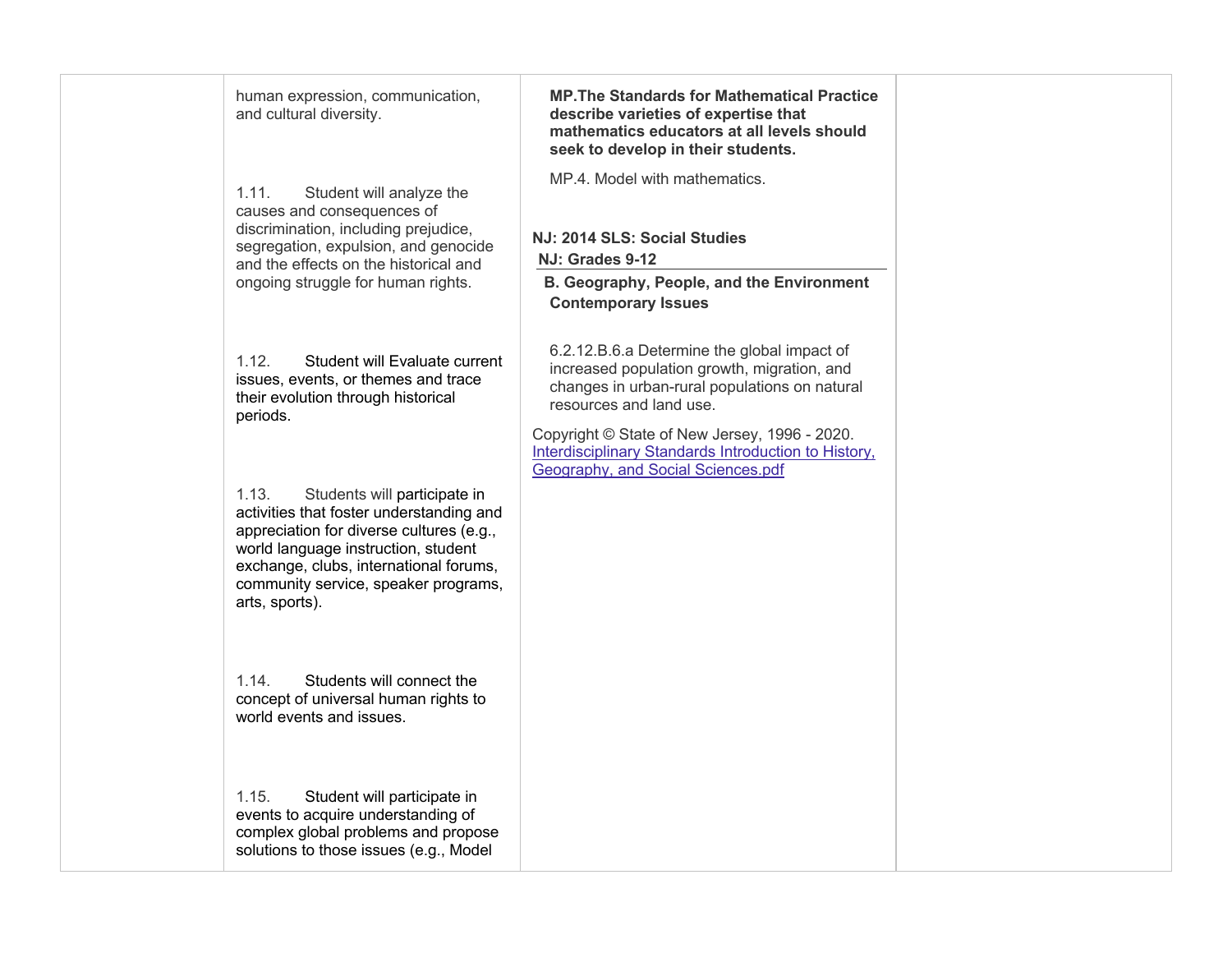| | | | |
|---|---|---|---|
| | human expression, communication, and cultural diversity.<br><br>1.11. Student will analyze the causes and consequences of discrimination, including prejudice, segregation, expulsion, and genocide and the effects on the historical and ongoing struggle for human rights.<br><br>1.12. Student will Evaluate current issues, events, or themes and trace their evolution through historical periods.<br><br>1.13. Students will participate in activities that foster understanding and appreciation for diverse cultures (e.g., world language instruction, student exchange, clubs, international forums, community service, speaker programs, arts, sports).<br><br>1.14. Students will connect the concept of universal human rights to world events and issues.<br><br>1.15. Student will participate in events to acquire understanding of complex global problems and propose solutions to those issues (e.g., Model | **MP.The Standards for Mathematical Practice describe varieties of expertise that mathematics educators at all levels should seek to develop in their students.**<br><br>MP.4. Model with mathematics.<br><br>**NJ: 2014 SLS: Social Studies**<br>**NJ: Grades 9-12**<br>**B. Geography, People, and the Environment Contemporary Issues**<br><br>6.2.12.B.6.a Determine the global impact of increased population growth, migration, and changes in urban-rural populations on natural resources and land use.<br><br>Copyright © State of New Jersey, 1996 - 2020.<br>Interdisciplinary Standards Introduction to History, Geography, and Social Sciences.pdf | |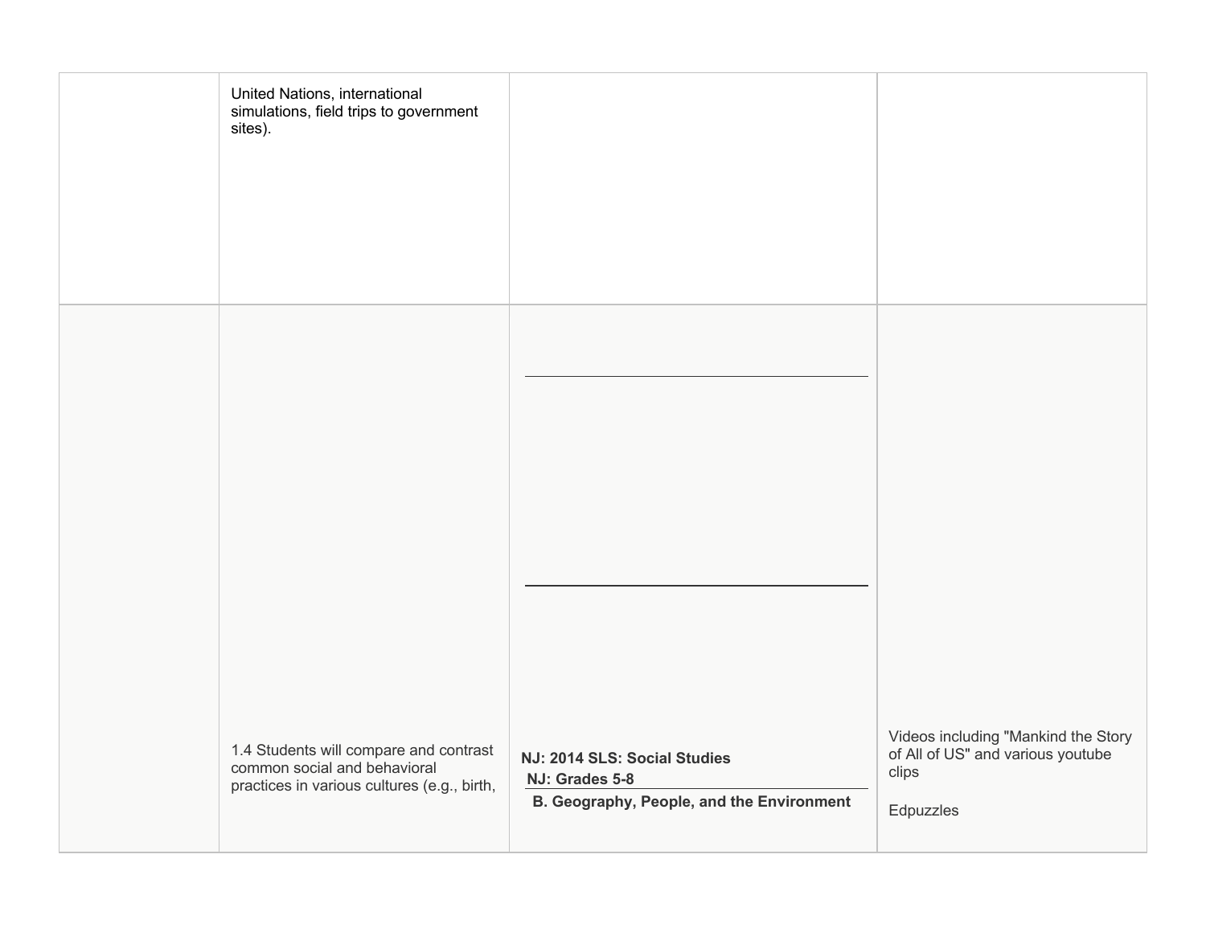|  |  |  |  |
|---|---|---|---|
|  | United Nations, international simulations, field trips to government sites). |  |  |
|  | 1.4 Students will compare and contrast common social and behavioral practices in various cultures (e.g., birth, | **NJ: 2014 SLS: Social Studies**<br>**NJ: Grades 5-8**<br>**B. Geography, People, and the Environment** | Videos including "Mankind the Story of All of US" and various youtube clips<br><br>Edpuzzles |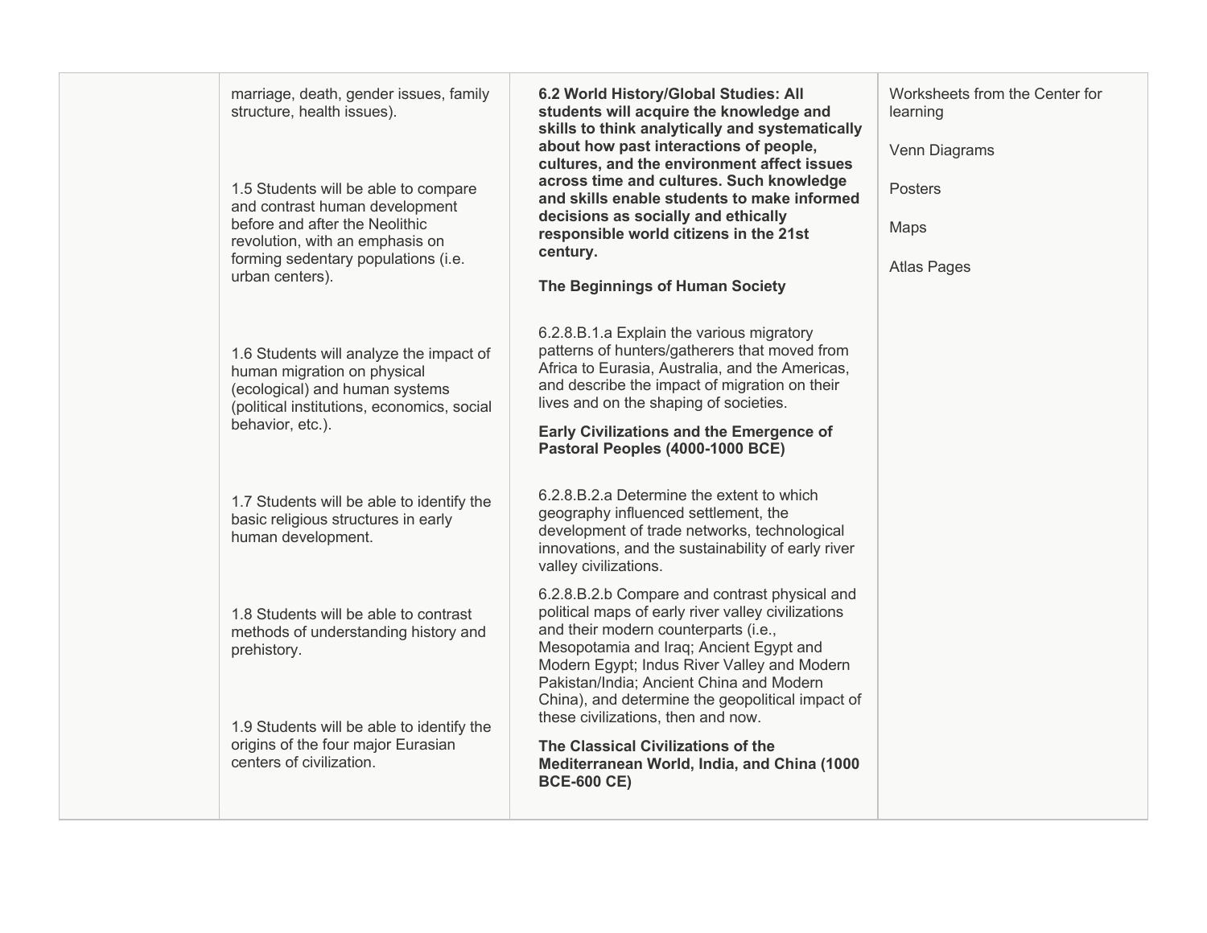|  |  |  |  |
|---|---|---|---|
|  | marriage, death, gender issues, family structure, health issues).<br><br>1.5 Students will be able to compare and contrast human development before and after the Neolithic revolution, with an emphasis on forming sedentary populations (i.e. urban centers).<br><br>1.6 Students will analyze the impact of human migration on physical (ecological) and human systems (political institutions, economics, social behavior, etc.).<br><br>1.7 Students will be able to identify the basic religious structures in early human development.<br><br>1.8 Students will be able to contrast methods of understanding history and prehistory.<br><br>1.9 Students will be able to identify the origins of the four major Eurasian centers of civilization. | **6.2 World History/Global Studies: All students will acquire the knowledge and skills to think analytically and systematically about how past interactions of people, cultures, and the environment affect issues across time and cultures. Such knowledge and skills enable students to make informed decisions as socially and ethically responsible world citizens in the 21st century.**<br><br>**The Beginnings of Human Society**<br><br>6.2.8.B.1.a Explain the various migratory patterns of hunters/gatherers that moved from Africa to Eurasia, Australia, and the Americas, and describe the impact of migration on their lives and on the shaping of societies.<br><br>**Early Civilizations and the Emergence of Pastoral Peoples (4000-1000 BCE)**<br><br>6.2.8.B.2.a Determine the extent to which geography influenced settlement, the development of trade networks, technological innovations, and the sustainability of early river valley civilizations.<br><br>6.2.8.B.2.b Compare and contrast physical and political maps of early river valley civilizations and their modern counterparts (i.e., Mesopotamia and Iraq; Ancient Egypt and Modern Egypt; Indus River Valley and Modern Pakistan/India; Ancient China and Modern China), and determine the geopolitical impact of these civilizations, then and now.<br><br>**The Classical Civilizations of the Mediterranean World, India, and China (1000 BCE-600 CE)** | Worksheets from the Center for learning<br><br>Venn Diagrams<br><br>Posters<br><br>Maps<br><br>Atlas Pages |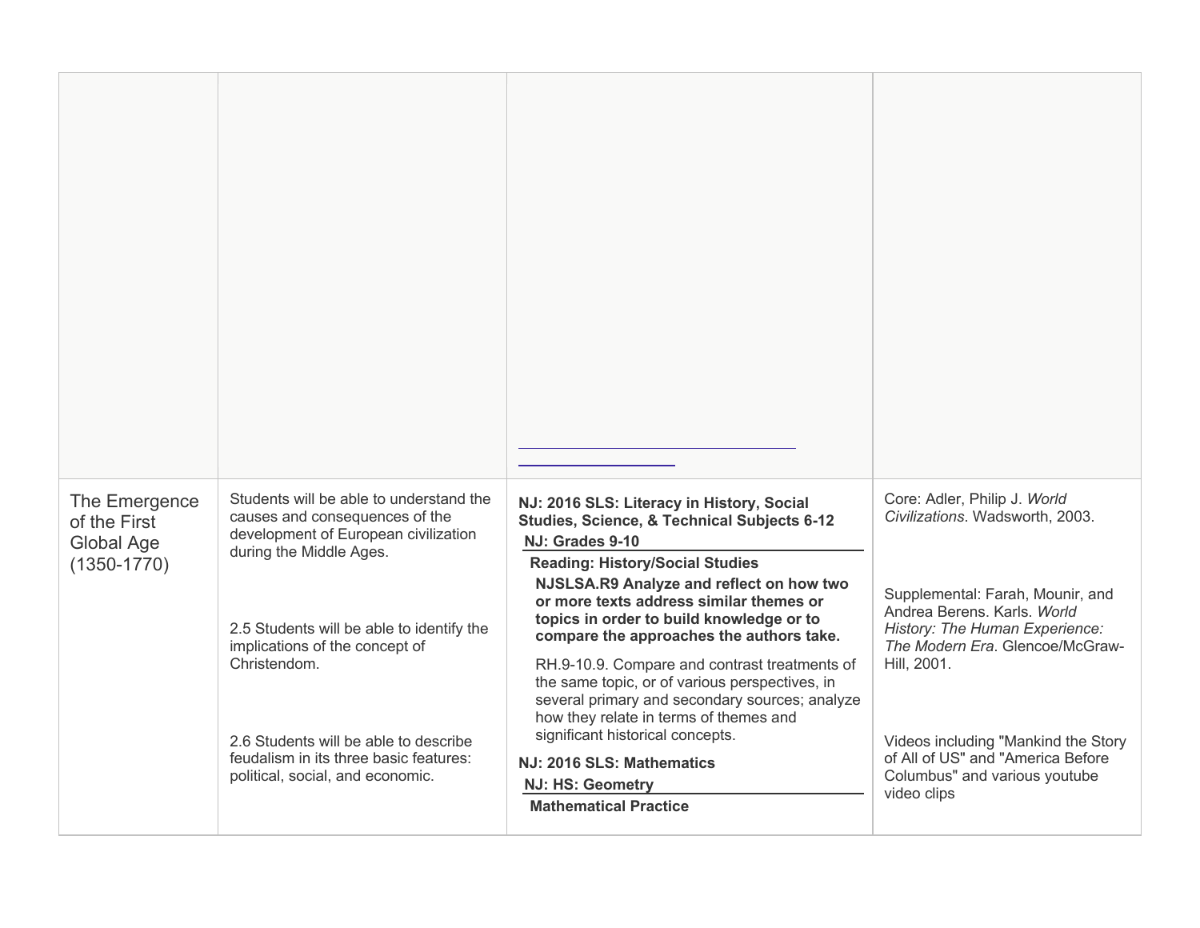| | | | |
|---|---|---|---|
| | | | |
| The Emergence of the First Global Age (1350-1770) | Students will be able to understand the causes and consequences of the development of European civilization during the Middle Ages.<br><br>2.5 Students will be able to identify the implications of the concept of Christendom.<br><br>2.6 Students will be able to describe feudalism in its three basic features: political, social, and economic. | **NJ: 2016 SLS: Literacy in History, Social Studies, Science, & Technical Subjects 6-12**<br>**NJ: Grades 9-10**<br>**Reading: History/Social Studies**<br>**NJSLSA.R9 Analyze and reflect on how two or more texts address similar themes or topics in order to build knowledge or to compare the approaches the authors take.**<br>RH.9-10.9. Compare and contrast treatments of the same topic, or of various perspectives, in several primary and secondary sources; analyze how they relate in terms of themes and significant historical concepts.<br>**NJ: 2016 SLS: Mathematics**<br>**NJ: HS: Geometry**<br>**Mathematical Practice** | Core: Adler, Philip J. *World Civilizations*. Wadsworth, 2003.<br><br>Supplemental: Farah, Mounir, and Andrea Berens. Karls. *World History: The Human Experience: The Modern Era*. Glencoe/McGraw-Hill, 2001.<br><br>Videos including "Mankind the Story of All of US" and "America Before Columbus" and various youtube video clips |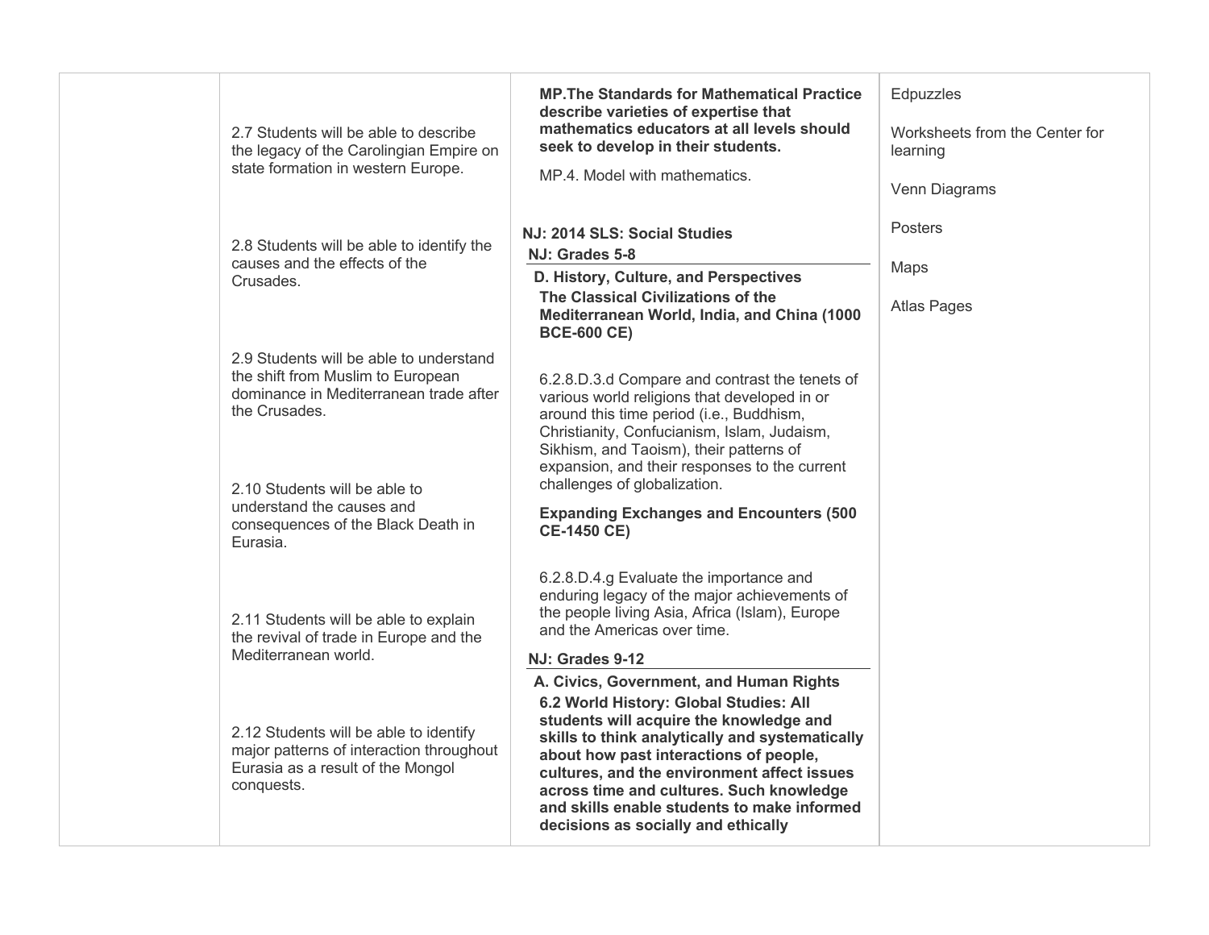| | | | |
|---|---|---|---|
| | 2.7 Students will be able to describe the legacy of the Carolingian Empire on state formation in western Europe.<br><br>2.8 Students will be able to identify the causes and the effects of the Crusades.<br><br>2.9 Students will be able to understand the shift from Muslim to European dominance in Mediterranean trade after the Crusades.<br><br>2.10 Students will be able to understand the causes and consequences of the Black Death in Eurasia.<br><br>2.11 Students will be able to explain the revival of trade in Europe and the Mediterranean world.<br><br>2.12 Students will be able to identify major patterns of interaction throughout Eurasia as a result of the Mongol conquests. | **MP.The Standards for Mathematical Practice describe varieties of expertise that mathematics educators at all levels should seek to develop in their students.**<br><br>MP.4. Model with mathematics.<br><br>**NJ: 2014 SLS: Social Studies**<br>**NJ: Grades 5-8**<br>**D. History, Culture, and Perspectives**<br>**The Classical Civilizations of the Mediterranean World, India, and China (1000 BCE-600 CE)**<br><br>6.2.8.D.3.d Compare and contrast the tenets of various world religions that developed in or around this time period (i.e., Buddhism, Christianity, Confucianism, Islam, Judaism, Sikhism, and Taoism), their patterns of expansion, and their responses to the current challenges of globalization.<br><br>**Expanding Exchanges and Encounters (500 CE-1450 CE)**<br><br>6.2.8.D.4.g Evaluate the importance and enduring legacy of the major achievements of the people living Asia, Africa (Islam), Europe and the Americas over time.<br><br>**NJ: Grades 9-12**<br>**A. Civics, Government, and Human Rights**<br>**6.2 World History: Global Studies: All students will acquire the knowledge and skills to think analytically and systematically about how past interactions of people, cultures, and the environment affect issues across time and cultures. Such knowledge and skills enable students to make informed decisions as socially and ethically** | Edpuzzles<br><br>Worksheets from the Center for learning<br><br>Venn Diagrams<br><br>Posters<br><br>Maps<br><br>Atlas Pages |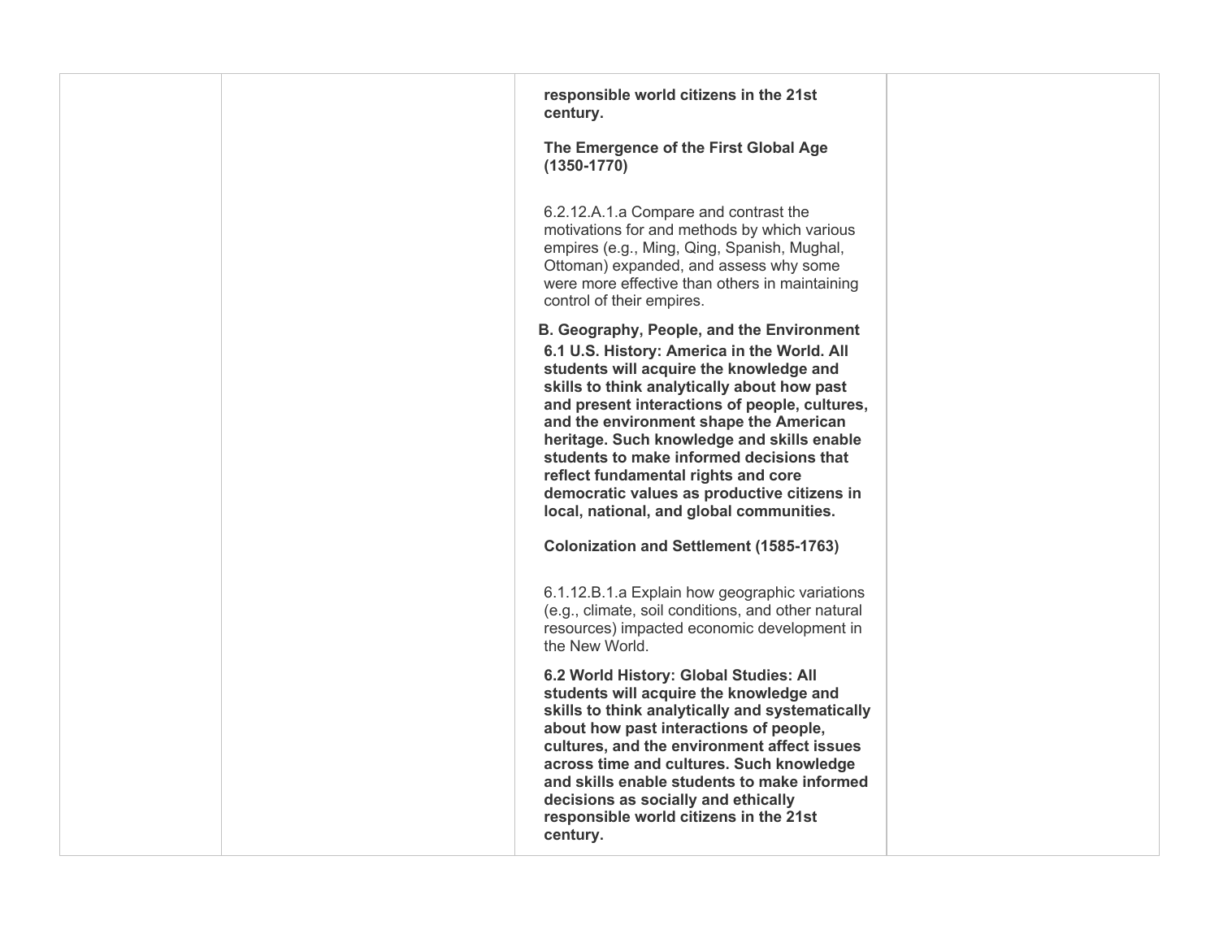| | | **responsible world citizens in the 21st century.**<br><br>**The Emergence of the First Global Age (1350-1770)**<br><br>6.2.12.A.1.a Compare and contrast the motivations for and methods by which various empires (e.g., Ming, Qing, Spanish, Mughal, Ottoman) expanded, and assess why some were more effective than others in maintaining control of their empires.<br><br>**B. Geography, People, and the Environment**<br>**6.1 U.S. History: America in the World. All students will acquire the knowledge and skills to think analytically about how past and present interactions of people, cultures, and the environment shape the American heritage. Such knowledge and skills enable students to make informed decisions that reflect fundamental rights and core democratic values as productive citizens in local, national, and global communities.**<br><br>**Colonization and Settlement (1585-1763)**<br><br>6.1.12.B.1.a Explain how geographic variations (e.g., climate, soil conditions, and other natural resources) impacted economic development in the New World.<br><br>**6.2 World History: Global Studies: All students will acquire the knowledge and skills to think analytically and systematically about how past interactions of people, cultures, and the environment affect issues across time and cultures. Such knowledge and skills enable students to make informed decisions as socially and ethically responsible world citizens in the 21st century.** | |
|---|---|---|---|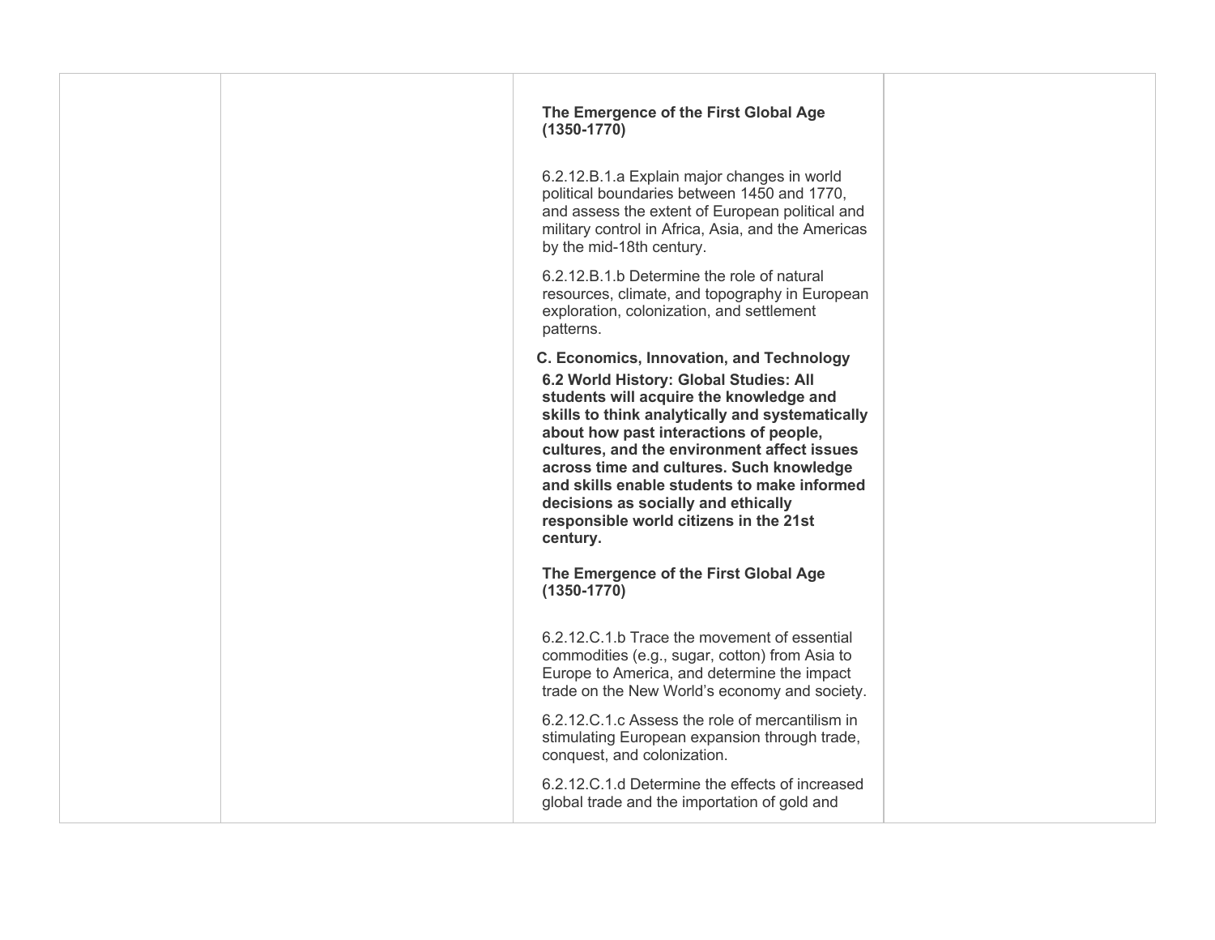| | | | |
|---|---|---|---|
| | | **The Emergence of the First Global Age (1350-1770)**<br><br>6.2.12.B.1.a Explain major changes in world political boundaries between 1450 and 1770, and assess the extent of European political and military control in Africa, Asia, and the Americas by the mid-18th century.<br><br>6.2.12.B.1.b Determine the role of natural resources, climate, and topography in European exploration, colonization, and settlement patterns.<br><br>**C. Economics, Innovation, and Technology**<br>**6.2 World History: Global Studies: All students will acquire the knowledge and skills to think analytically and systematically about how past interactions of people, cultures, and the environment affect issues across time and cultures. Such knowledge and skills enable students to make informed decisions as socially and ethically responsible world citizens in the 21st century.**<br><br>**The Emergence of the First Global Age (1350-1770)**<br><br>6.2.12.C.1.b Trace the movement of essential commodities (e.g., sugar, cotton) from Asia to Europe to America, and determine the impact trade on the New World's economy and society.<br><br>6.2.12.C.1.c Assess the role of mercantilism in stimulating European expansion through trade, conquest, and colonization.<br><br>6.2.12.C.1.d Determine the effects of increased global trade and the importation of gold and | |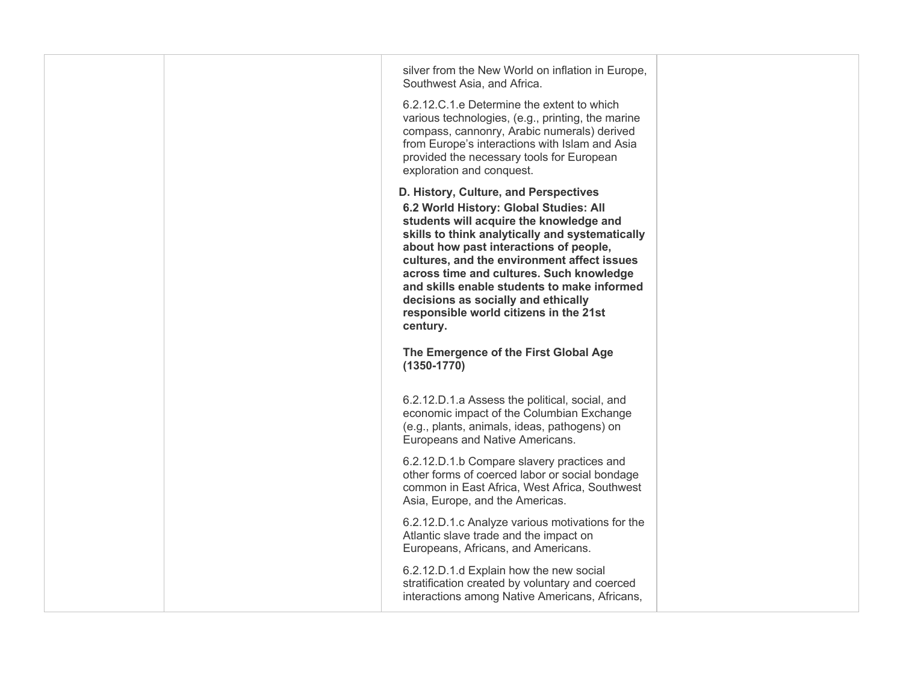| | | silver from the New World on inflation in Europe, Southwest Asia, and Africa.<br><br>6.2.12.C.1.e Determine the extent to which various technologies, (e.g., printing, the marine compass, cannonry, Arabic numerals) derived from Europe's interactions with Islam and Asia provided the necessary tools for European exploration and conquest.<br><br>**D. History, Culture, and Perspectives**<br>**6.2 World History: Global Studies: All students will acquire the knowledge and skills to think analytically and systematically about how past interactions of people, cultures, and the environment affect issues across time and cultures. Such knowledge and skills enable students to make informed decisions as socially and ethically responsible world citizens in the 21st century.**<br><br>**The Emergence of the First Global Age (1350-1770)**<br><br>6.2.12.D.1.a Assess the political, social, and economic impact of the Columbian Exchange (e.g., plants, animals, ideas, pathogens) on Europeans and Native Americans.<br><br>6.2.12.D.1.b Compare slavery practices and other forms of coerced labor or social bondage common in East Africa, West Africa, Southwest Asia, Europe, and the Americas.<br><br>6.2.12.D.1.c Analyze various motivations for the Atlantic slave trade and the impact on Europeans, Africans, and Americans.<br><br>6.2.12.D.1.d Explain how the new social stratification created by voluntary and coerced interactions among Native Americans, Africans, | |
|---|---|---|---|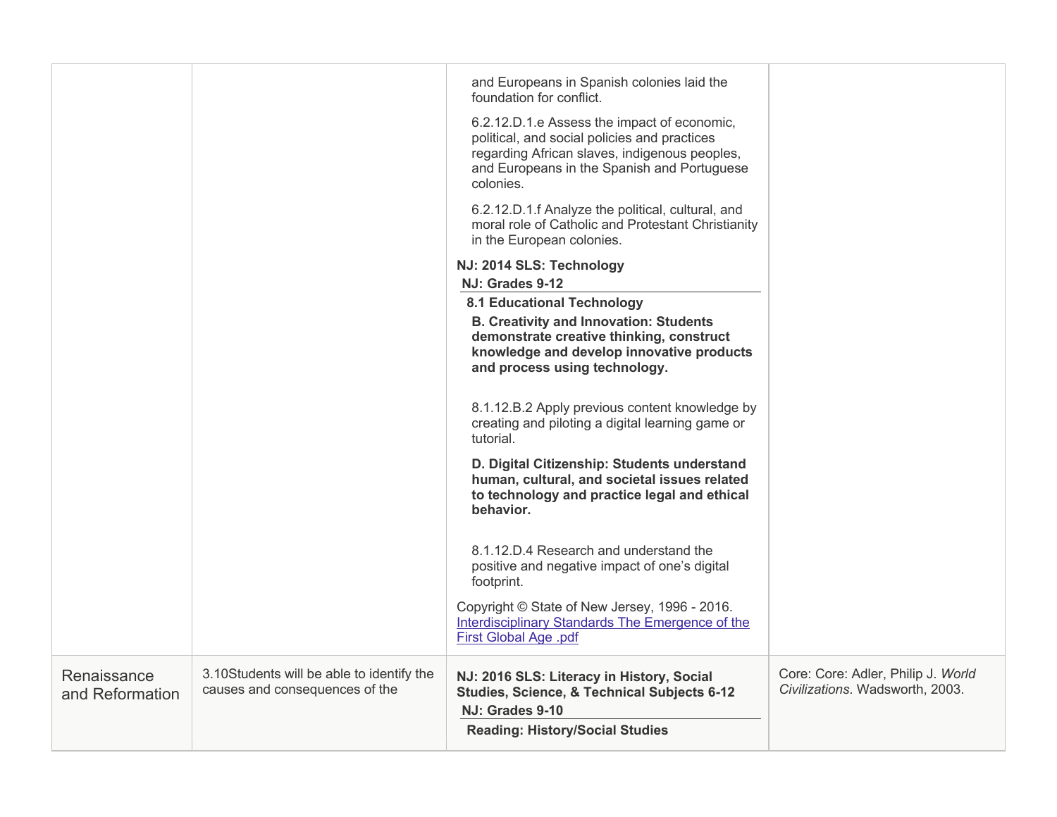| | | | |
|---|---|---|---|
| | | and Europeans in Spanish colonies laid the foundation for conflict.<br><br>6.2.12.D.1.e Assess the impact of economic, political, and social policies and practices regarding African slaves, indigenous peoples, and Europeans in the Spanish and Portuguese colonies.<br><br>6.2.12.D.1.f Analyze the political, cultural, and moral role of Catholic and Protestant Christianity in the European colonies.<br><br>**NJ: 2014 SLS: Technology**<br>**NJ: Grades 9-12**<br>**8.1 Educational Technology**<br>**B. Creativity and Innovation: Students demonstrate creative thinking, construct knowledge and develop innovative products and process using technology.**<br><br>8.1.12.B.2 Apply previous content knowledge by creating and piloting a digital learning game or tutorial.<br><br>**D. Digital Citizenship: Students understand human, cultural, and societal issues related to technology and practice legal and ethical behavior.**<br><br>8.1.12.D.4 Research and understand the positive and negative impact of one's digital footprint.<br><br>Copyright © State of New Jersey, 1996 - 2016.<br>Interdisciplinary Standards The Emergence of the First Global Age .pdf | |
| Renaissance and Reformation | 3.10Students will be able to identify the causes and consequences of the | **NJ: 2016 SLS: Literacy in History, Social Studies, Science, & Technical Subjects 6-12**<br>**NJ: Grades 9-10**<br>**Reading: History/Social Studies** | Core: Core: Adler, Philip J. *World Civilizations*. Wadsworth, 2003. |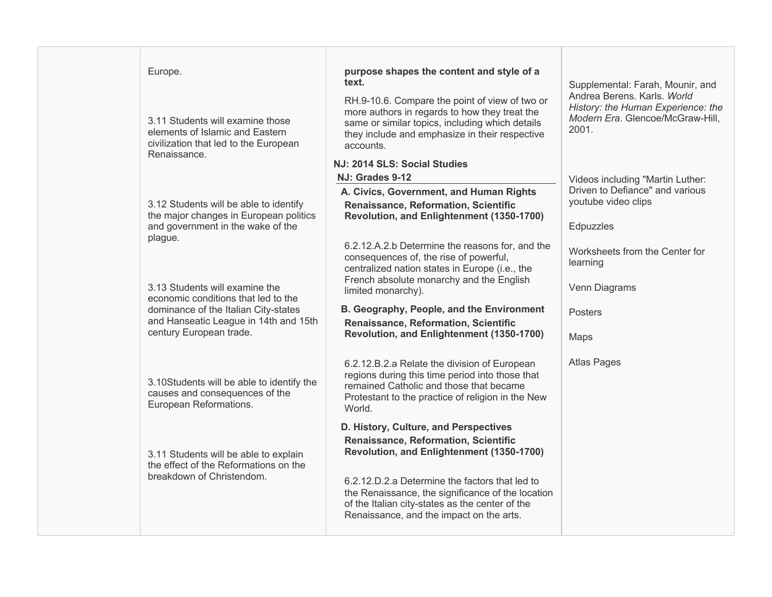| | | | |
|---|---|---|---|
| | Europe.<br><br>3.11 Students will examine those elements of Islamic and Eastern civilization that led to the European Renaissance.<br><br>3.12 Students will be able to identify the major changes in European politics and government in the wake of the plague.<br><br>3.13 Students will examine the economic conditions that led to the dominance of the Italian City-states and Hanseatic League in 14th and 15th century European trade.<br><br>3.10Students will be able to identify the causes and consequences of the European Reformations.<br><br>3.11 Students will be able to explain the effect of the Reformations on the breakdown of Christendom. | **purpose shapes the content and style of a text.**<br><br>RH.9-10.6. Compare the point of view of two or more authors in regards to how they treat the same or similar topics, including which details they include and emphasize in their respective accounts.<br><br>**NJ: 2014 SLS: Social Studies**<br>**NJ: Grades 9-12**<br>**A. Civics, Government, and Human Rights**<br>**Renaissance, Reformation, Scientific Revolution, and Enlightenment (1350-1700)**<br><br>6.2.12.A.2.b Determine the reasons for, and the consequences of, the rise of powerful, centralized nation states in Europe (i.e., the French absolute monarchy and the English limited monarchy).<br><br>**B. Geography, People, and the Environment**<br>**Renaissance, Reformation, Scientific Revolution, and Enlightenment (1350-1700)**<br><br>6.2.12.B.2.a Relate the division of European regions during this time period into those that remained Catholic and those that became Protestant to the practice of religion in the New World.<br><br>**D. History, Culture, and Perspectives**<br>**Renaissance, Reformation, Scientific Revolution, and Enlightenment (1350-1700)**<br><br>6.2.12.D.2.a Determine the factors that led to the Renaissance, the significance of the location of the Italian city-states as the center of the Renaissance, and the impact on the arts. | Supplemental: Farah, Mounir, and Andrea Berens. Karls. *World History: the Human Experience: the Modern Era*. Glencoe/McGraw-Hill, 2001.<br><br>Videos including "Martin Luther: Driven to Defiance" and various youtube video clips<br><br>Edpuzzles<br><br>Worksheets from the Center for learning<br><br>Venn Diagrams<br><br>Posters<br><br>Maps<br><br>Atlas Pages |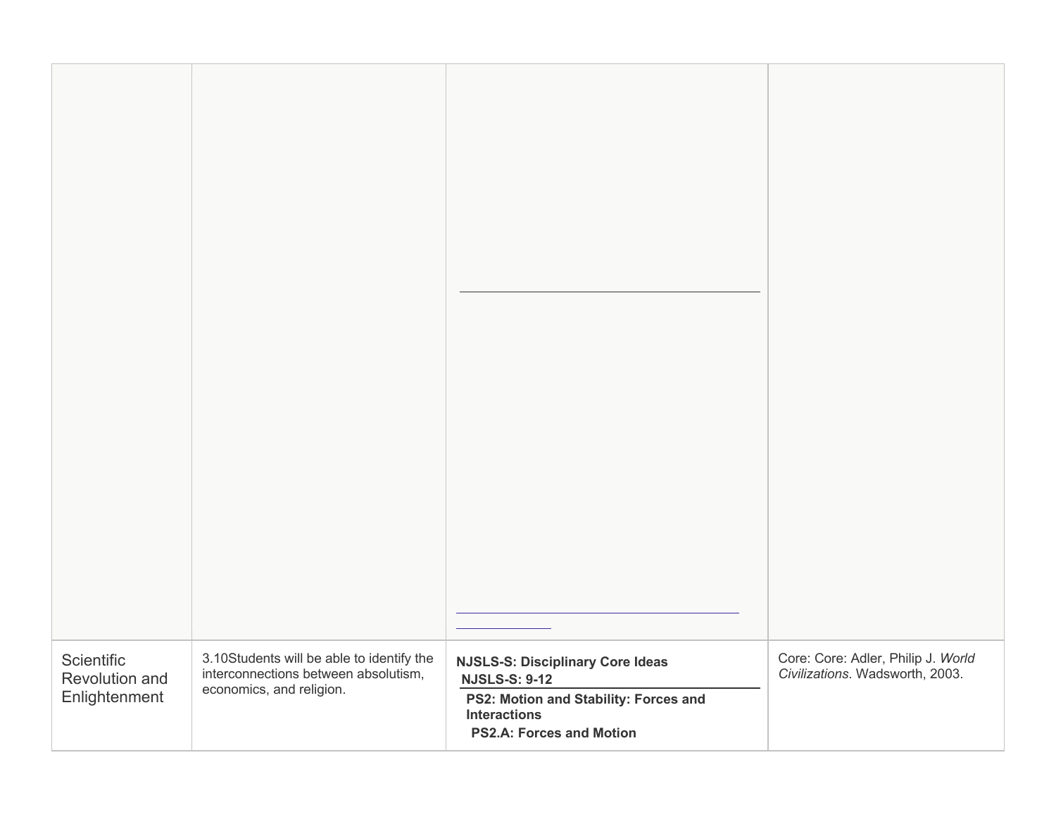| | | | |
|---|---|---|---|
| | | | |
| Scientific Revolution and Enlightenment | 3.10Students will be able to identify the interconnections between absolutism, economics, and religion. | **NJSLS-S: Disciplinary Core Ideas**<br>**NJSLS-S: 9-12**<br>**PS2: Motion and Stability: Forces and Interactions**<br>**PS2.A: Forces and Motion** | Core: Core: Adler, Philip J. *World Civilizations*. Wadsworth, 2003. |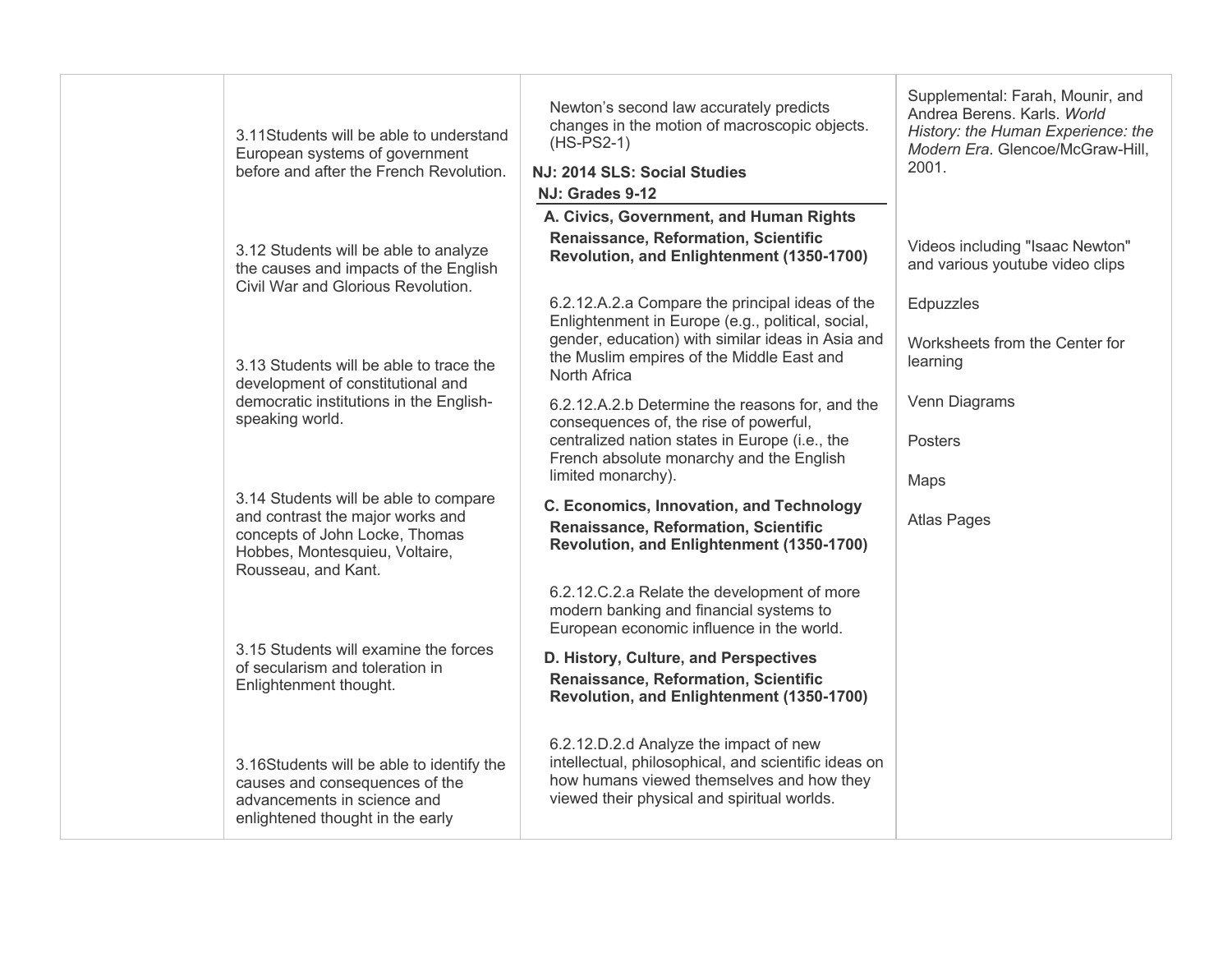| | | | |
|---|---|---|---|
| | 3.11Students will be able to understand European systems of government before and after the French Revolution.<br><br>3.12 Students will be able to analyze the causes and impacts of the English Civil War and Glorious Revolution.<br><br>3.13 Students will be able to trace the development of constitutional and democratic institutions in the English-speaking world.<br><br>3.14 Students will be able to compare and contrast the major works and concepts of John Locke, Thomas Hobbes, Montesquieu, Voltaire, Rousseau, and Kant.<br><br>3.15 Students will examine the forces of secularism and toleration in Enlightenment thought.<br><br>3.16Students will be able to identify the causes and consequences of the advancements in science and enlightened thought in the early | Newton's second law accurately predicts changes in the motion of macroscopic objects. (HS-PS2-1)<br><br>**NJ: 2014 SLS: Social Studies**<br>**NJ: Grades 9-12**<br>**A. Civics, Government, and Human Rights**<br>**Renaissance, Reformation, Scientific Revolution, and Enlightenment (1350-1700)**<br><br>6.2.12.A.2.a Compare the principal ideas of the Enlightenment in Europe (e.g., political, social, gender, education) with similar ideas in Asia and the Muslim empires of the Middle East and North Africa<br><br>6.2.12.A.2.b Determine the reasons for, and the consequences of, the rise of powerful, centralized nation states in Europe (i.e., the French absolute monarchy and the English limited monarchy).<br><br>**C. Economics, Innovation, and Technology**<br>**Renaissance, Reformation, Scientific Revolution, and Enlightenment (1350-1700)**<br><br>6.2.12.C.2.a Relate the development of more modern banking and financial systems to European economic influence in the world.<br><br>**D. History, Culture, and Perspectives**<br>**Renaissance, Reformation, Scientific Revolution, and Enlightenment (1350-1700)**<br><br>6.2.12.D.2.d Analyze the impact of new intellectual, philosophical, and scientific ideas on how humans viewed themselves and how they viewed their physical and spiritual worlds. | Supplemental: Farah, Mounir, and Andrea Berens. Karls. *World History: the Human Experience: the Modern Era*. Glencoe/McGraw-Hill, 2001.<br><br>Videos including "Isaac Newton" and various youtube video clips<br><br>Edpuzzles<br><br>Worksheets from the Center for learning<br><br>Venn Diagrams<br><br>Posters<br><br>Maps<br><br>Atlas Pages |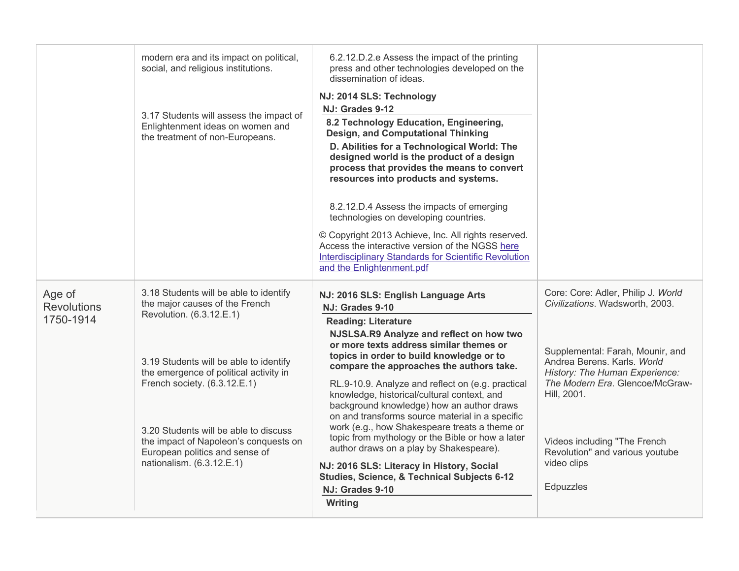| | | | |
|---|---|---|---|
| | modern era and its impact on political, social, and religious institutions.<br><br>3.17 Students will assess the impact of Enlightenment ideas on women and the treatment of non-Europeans. | 6.2.12.D.2.e Assess the impact of the printing press and other technologies developed on the dissemination of ideas.<br><br>**NJ: 2014 SLS: Technology**<br>**NJ: Grades 9-12**<br>**8.2 Technology Education, Engineering, Design, and Computational Thinking**<br>**D. Abilities for a Technological World: The designed world is the product of a design process that provides the means to convert resources into products and systems.**<br><br>8.2.12.D.4 Assess the impacts of emerging technologies on developing countries.<br><br>© Copyright 2013 Achieve, Inc. All rights reserved. Access the interactive version of the NGSS here Interdisciplinary Standards for Scientific Revolution and the Enlightenment.pdf | |
| Age of Revolutions 1750-1914 | 3.18 Students will be able to identify the major causes of the French Revolution. (6.3.12.E.1)<br><br>3.19 Students will be able to identify the emergence of political activity in French society. (6.3.12.E.1)<br><br>3.20 Students will be able to discuss the impact of Napoleon's conquests on European politics and sense of nationalism. (6.3.12.E.1) | **NJ: 2016 SLS: English Language Arts**<br>**NJ: Grades 9-10**<br>**Reading: Literature**<br>**NJSLSA.R9 Analyze and reflect on how two or more texts address similar themes or topics in order to build knowledge or to compare the approaches the authors take.**<br><br>RL.9-10.9. Analyze and reflect on (e.g. practical knowledge, historical/cultural context, and background knowledge) how an author draws on and transforms source material in a specific work (e.g., how Shakespeare treats a theme or topic from mythology or the Bible or how a later author draws on a play by Shakespeare).<br><br>**NJ: 2016 SLS: Literacy in History, Social Studies, Science, & Technical Subjects 6-12**<br>**NJ: Grades 9-10**<br>**Writing** | Core: Core: Adler, Philip J. *World Civilizations*. Wadsworth, 2003.<br><br>Supplemental: Farah, Mounir, and Andrea Berens. Karls. *World History: The Human Experience: The Modern Era*. Glencoe/McGraw-Hill, 2001.<br><br>Videos including "The French Revolution" and various youtube video clips<br><br>Edpuzzles |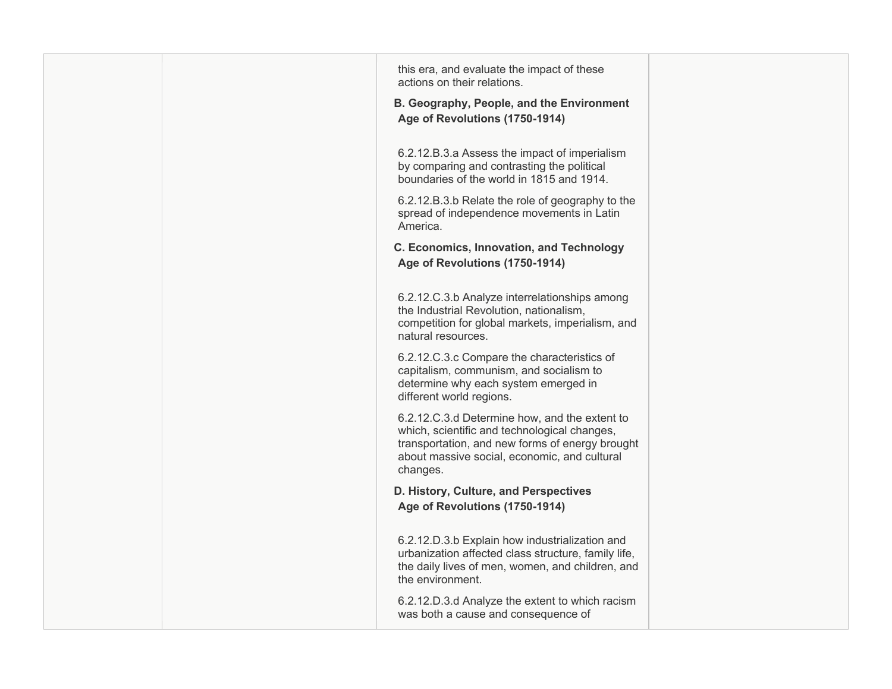| | | this era, and evaluate the impact of these actions on their relations.<br><br>**B. Geography, People, and the Environment Age of Revolutions (1750-1914)**<br><br>6.2.12.B.3.a Assess the impact of imperialism by comparing and contrasting the political boundaries of the world in 1815 and 1914.<br><br>6.2.12.B.3.b Relate the role of geography to the spread of independence movements in Latin America.<br><br>**C. Economics, Innovation, and Technology Age of Revolutions (1750-1914)**<br><br>6.2.12.C.3.b Analyze interrelationships among the Industrial Revolution, nationalism, competition for global markets, imperialism, and natural resources.<br><br>6.2.12.C.3.c Compare the characteristics of capitalism, communism, and socialism to determine why each system emerged in different world regions.<br><br>6.2.12.C.3.d Determine how, and the extent to which, scientific and technological changes, transportation, and new forms of energy brought about massive social, economic, and cultural changes.<br><br>**D. History, Culture, and Perspectives Age of Revolutions (1750-1914)**<br><br>6.2.12.D.3.b Explain how industrialization and urbanization affected class structure, family life, the daily lives of men, women, and children, and the environment.<br><br>6.2.12.D.3.d Analyze the extent to which racism was both a cause and consequence of | |
|---|---|---|---|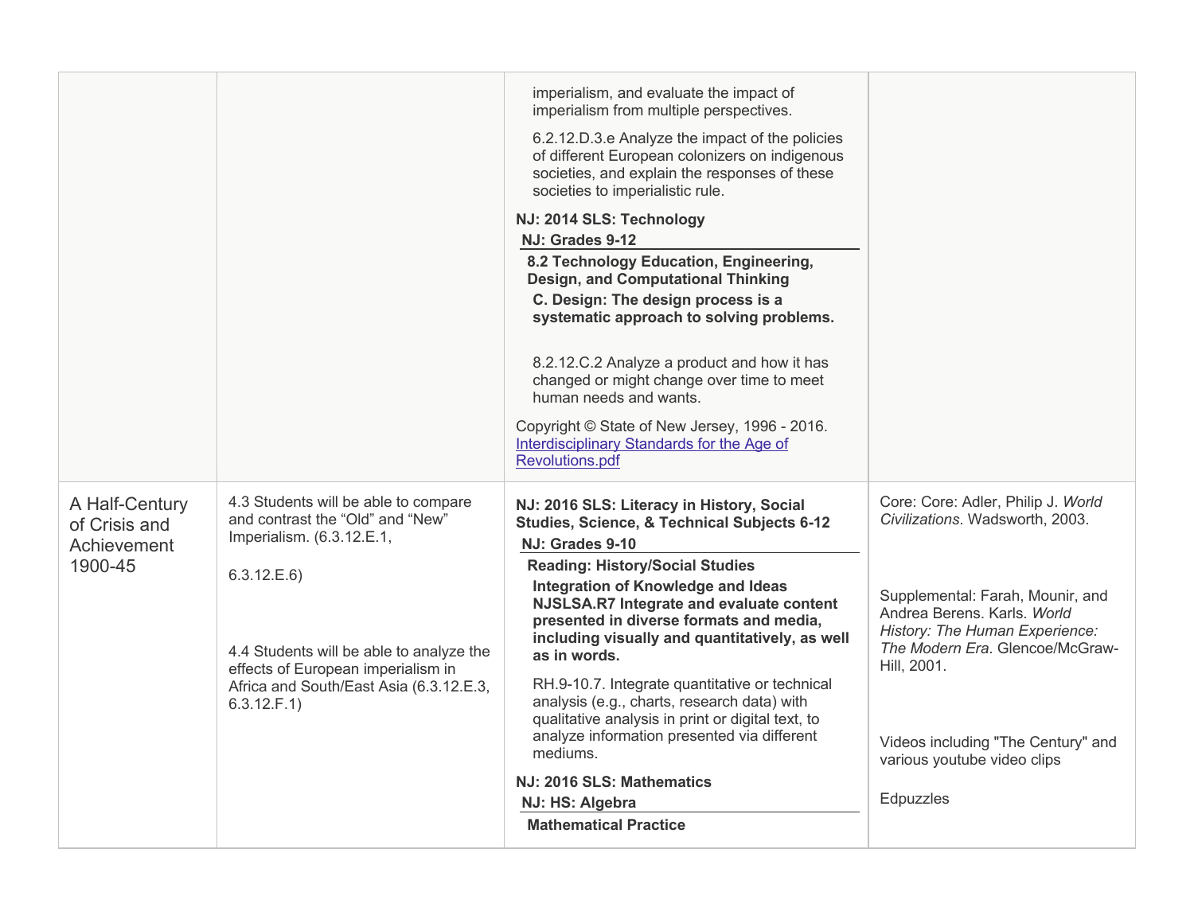| | | | |
|---|---|---|---|
| | | imperialism, and evaluate the impact of imperialism from multiple perspectives.<br><br>6.2.12.D.3.e Analyze the impact of the policies of different European colonizers on indigenous societies, and explain the responses of these societies to imperialistic rule.<br><br>**NJ: 2014 SLS: Technology**<br>**NJ: Grades 9-12**<br>**8.2 Technology Education, Engineering, Design, and Computational Thinking**<br>**C. Design: The design process is a systematic approach to solving problems.**<br><br>8.2.12.C.2 Analyze a product and how it has changed or might change over time to meet human needs and wants.<br><br>Copyright © State of New Jersey, 1996 - 2016.<br>Interdisciplinary Standards for the Age of Revolutions.pdf | |
| A Half-Century of Crisis and Achievement 1900-45 | 4.3 Students will be able to compare and contrast the "Old" and "New" Imperialism. (6.3.12.E.1,<br><br>6.3.12.E.6)<br><br>4.4 Students will be able to analyze the effects of European imperialism in Africa and South/East Asia (6.3.12.E.3, 6.3.12.F.1) | **NJ: 2016 SLS: Literacy in History, Social Studies, Science, & Technical Subjects 6-12**<br>**NJ: Grades 9-10**<br>**Reading: History/Social Studies**<br>**Integration of Knowledge and Ideas NJSLSA.R7 Integrate and evaluate content presented in diverse formats and media, including visually and quantitatively, as well as in words.**<br><br>RH.9-10.7. Integrate quantitative or technical analysis (e.g., charts, research data) with qualitative analysis in print or digital text, to analyze information presented via different mediums.<br><br>**NJ: 2016 SLS: Mathematics**<br>**NJ: HS: Algebra**<br>**Mathematical Practice** | Core: Core: Adler, Philip J. *World Civilizations*. Wadsworth, 2003.<br><br>Supplemental: Farah, Mounir, and Andrea Berens. Karls. *World History: The Human Experience: The Modern Era*. Glencoe/McGraw-Hill, 2001.<br><br>Videos including "The Century" and various youtube video clips<br><br>Edpuzzles |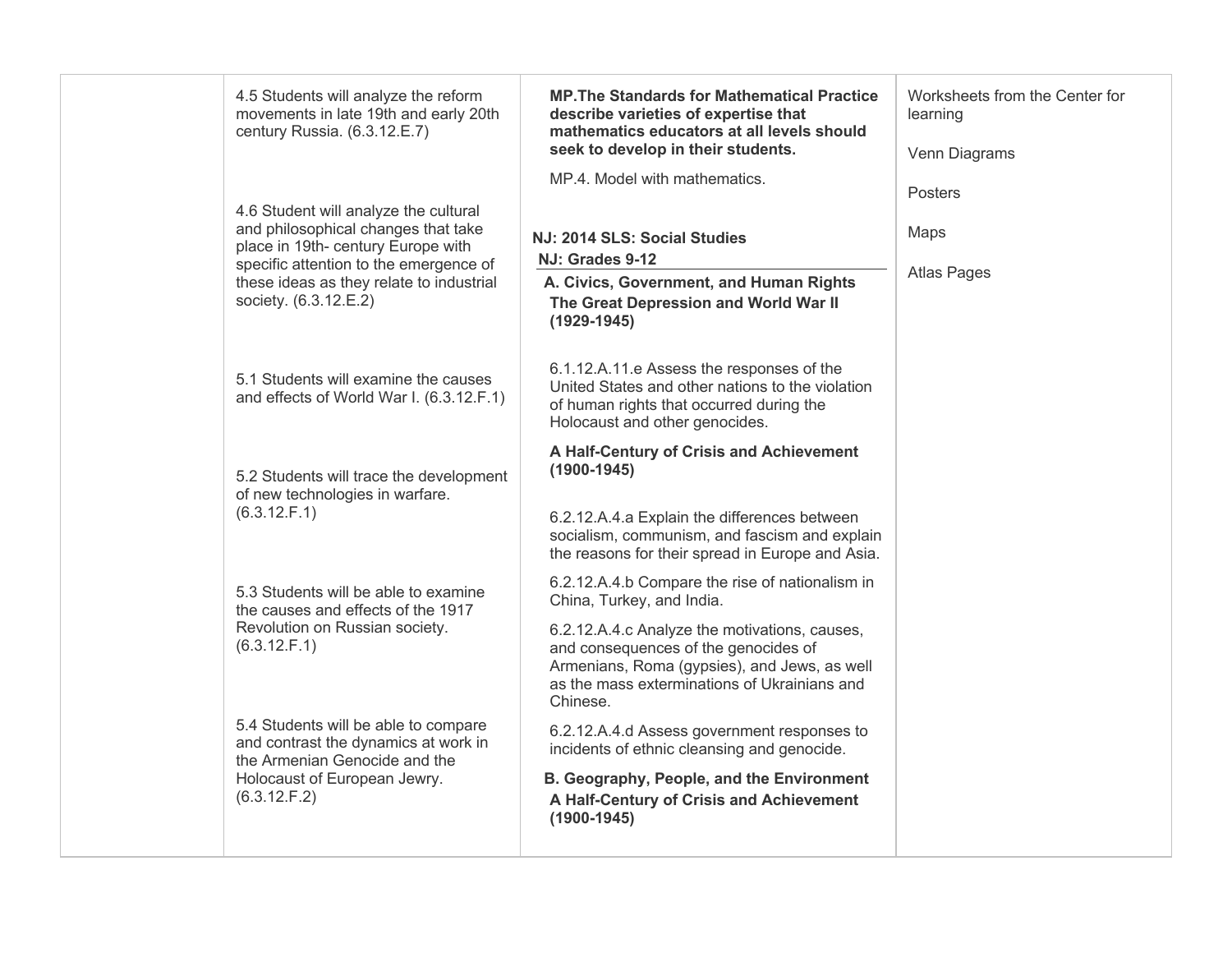| | | | |
|---|---|---|---|
| | 4.5 Students will analyze the reform movements in late 19th and early 20th century Russia. (6.3.12.E.7)<br><br>4.6 Student will analyze the cultural and philosophical changes that take place in 19th- century Europe with specific attention to the emergence of these ideas as they relate to industrial society. (6.3.12.E.2)<br><br>5.1 Students will examine the causes and effects of World War I. (6.3.12.F.1)<br><br>5.2 Students will trace the development of new technologies in warfare. (6.3.12.F.1)<br><br>5.3 Students will be able to examine the causes and effects of the 1917 Revolution on Russian society. (6.3.12.F.1)<br><br>5.4 Students will be able to compare and contrast the dynamics at work in the Armenian Genocide and the Holocaust of European Jewry. (6.3.12.F.2) | **MP.The Standards for Mathematical Practice describe varieties of expertise that mathematics educators at all levels should seek to develop in their students.**<br><br>MP.4. Model with mathematics.<br><br>**NJ: 2014 SLS: Social Studies**<br>**NJ: Grades 9-12**<br>**A. Civics, Government, and Human Rights**<br>**The Great Depression and World War II (1929-1945)**<br><br>6.1.12.A.11.e Assess the responses of the United States and other nations to the violation of human rights that occurred during the Holocaust and other genocides.<br><br>**A Half-Century of Crisis and Achievement (1900-1945)**<br><br>6.2.12.A.4.a Explain the differences between socialism, communism, and fascism and explain the reasons for their spread in Europe and Asia.<br><br>6.2.12.A.4.b Compare the rise of nationalism in China, Turkey, and India.<br><br>6.2.12.A.4.c Analyze the motivations, causes, and consequences of the genocides of Armenians, Roma (gypsies), and Jews, as well as the mass exterminations of Ukrainians and Chinese.<br><br>6.2.12.A.4.d Assess government responses to incidents of ethnic cleansing and genocide.<br><br>**B. Geography, People, and the Environment**<br>**A Half-Century of Crisis and Achievement (1900-1945)** | Worksheets from the Center for learning<br><br>Venn Diagrams<br><br>Posters<br><br>Maps<br><br>Atlas Pages |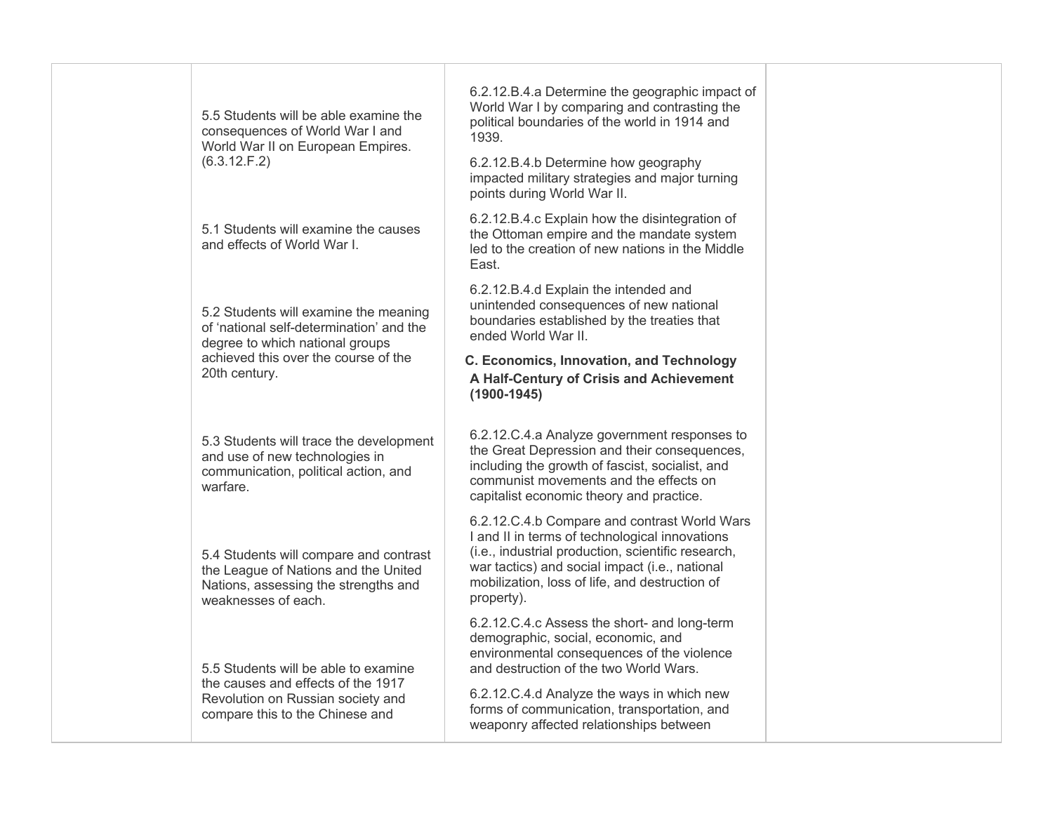| | | | |
|---|---|---|---|
| | 5.5 Students will be able examine the consequences of World War I and World War II on European Empires. (6.3.12.F.2)<br><br>5.1 Students will examine the causes and effects of World War I.<br><br>5.2 Students will examine the meaning of 'national self-determination' and the degree to which national groups achieved this over the course of the 20th century.<br><br>5.3 Students will trace the development and use of new technologies in communication, political action, and warfare.<br><br>5.4 Students will compare and contrast the League of Nations and the United Nations, assessing the strengths and weaknesses of each.<br><br>5.5 Students will be able to examine the causes and effects of the 1917 Revolution on Russian society and compare this to the Chinese and | 6.2.12.B.4.a Determine the geographic impact of World War I by comparing and contrasting the political boundaries of the world in 1914 and 1939.<br><br>6.2.12.B.4.b Determine how geography impacted military strategies and major turning points during World War II.<br><br>6.2.12.B.4.c Explain how the disintegration of the Ottoman empire and the mandate system led to the creation of new nations in the Middle East.<br><br>6.2.12.B.4.d Explain the intended and unintended consequences of new national boundaries established by the treaties that ended World War II.<br><br>**C. Economics, Innovation, and Technology**<br>**A Half-Century of Crisis and Achievement (1900-1945)**<br><br>6.2.12.C.4.a Analyze government responses to the Great Depression and their consequences, including the growth of fascist, socialist, and communist movements and the effects on capitalist economic theory and practice.<br><br>6.2.12.C.4.b Compare and contrast World Wars I and II in terms of technological innovations (i.e., industrial production, scientific research, war tactics) and social impact (i.e., national mobilization, loss of life, and destruction of property).<br><br>6.2.12.C.4.c Assess the short- and long-term demographic, social, economic, and environmental consequences of the violence and destruction of the two World Wars.<br><br>6.2.12.C.4.d Analyze the ways in which new forms of communication, transportation, and weaponry affected relationships between | |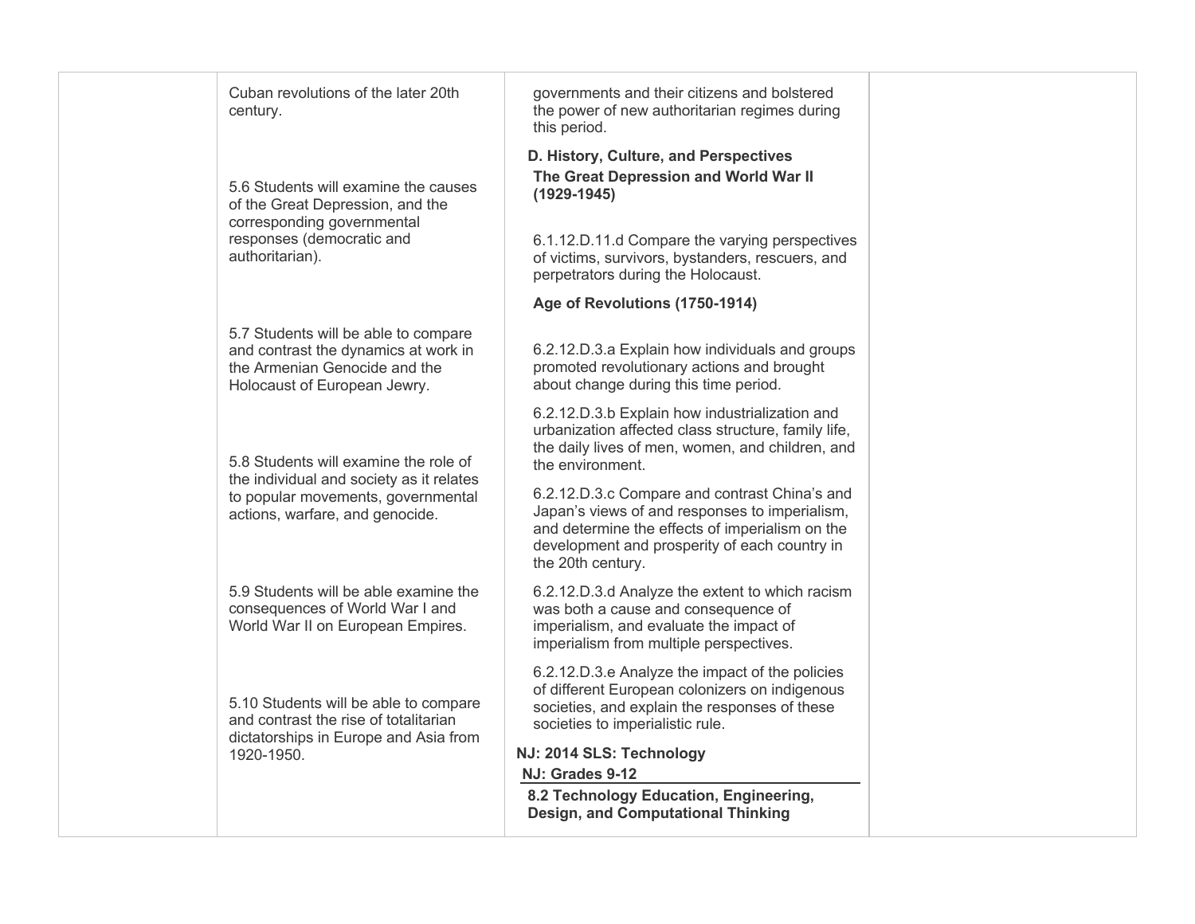| | | | |
|---|---|---|---|
| | Cuban revolutions of the later 20th century.<br><br>5.6 Students will examine the causes of the Great Depression, and the corresponding governmental responses (democratic and authoritarian).<br><br>5.7 Students will be able to compare and contrast the dynamics at work in the Armenian Genocide and the Holocaust of European Jewry.<br><br>5.8 Students will examine the role of the individual and society as it relates to popular movements, governmental actions, warfare, and genocide.<br><br>5.9 Students will be able examine the consequences of World War I and World War II on European Empires.<br><br>5.10 Students will be able to compare and contrast the rise of totalitarian dictatorships in Europe and Asia from 1920-1950. | governments and their citizens and bolstered the power of new authoritarian regimes during this period.<br><br>**D. History, Culture, and Perspectives**<br>**The Great Depression and World War II (1929-1945)**<br><br>6.1.12.D.11.d Compare the varying perspectives of victims, survivors, bystanders, rescuers, and perpetrators during the Holocaust.<br><br>**Age of Revolutions (1750-1914)**<br><br>6.2.12.D.3.a Explain how individuals and groups promoted revolutionary actions and brought about change during this time period.<br><br>6.2.12.D.3.b Explain how industrialization and urbanization affected class structure, family life, the daily lives of men, women, and children, and the environment.<br><br>6.2.12.D.3.c Compare and contrast China's and Japan's views of and responses to imperialism, and determine the effects of imperialism on the development and prosperity of each country in the 20th century.<br><br>6.2.12.D.3.d Analyze the extent to which racism was both a cause and consequence of imperialism, and evaluate the impact of imperialism from multiple perspectives.<br><br>6.2.12.D.3.e Analyze the impact of the policies of different European colonizers on indigenous societies, and explain the responses of these societies to imperialistic rule.<br><br>**NJ: 2014 SLS: Technology**<br>**NJ: Grades 9-12**<br>**8.2 Technology Education, Engineering, Design, and Computational Thinking** | |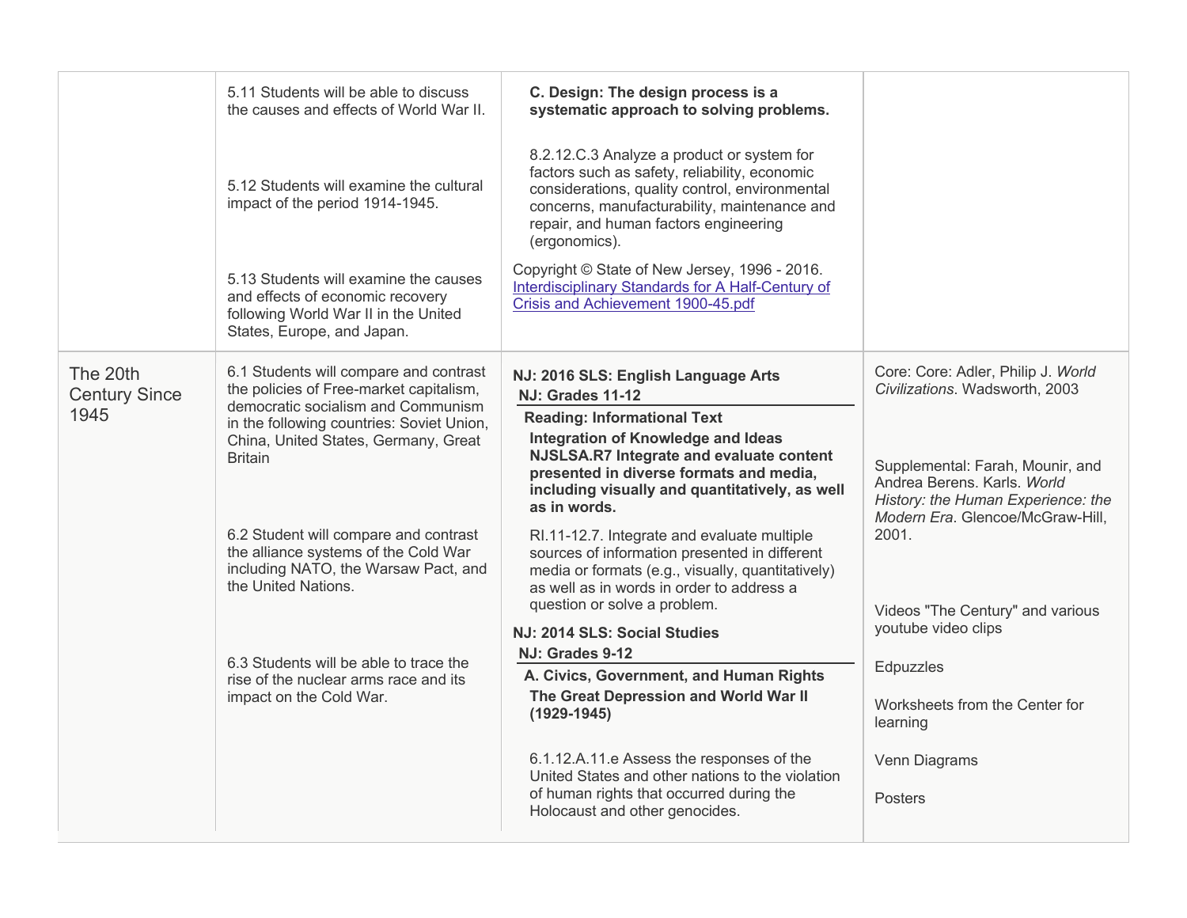| | | | |
|---|---|---|---|
| | 5.11 Students will be able to discuss the causes and effects of World War II.<br><br>5.12 Students will examine the cultural impact of the period 1914-1945.<br><br>5.13 Students will examine the causes and effects of economic recovery following World War II in the United States, Europe, and Japan. | **C. Design: The design process is a systematic approach to solving problems.**<br><br>8.2.12.C.3 Analyze a product or system for factors such as safety, reliability, economic considerations, quality control, environmental concerns, manufacturability, maintenance and repair, and human factors engineering (ergonomics).<br><br>Copyright © State of New Jersey, 1996 - 2016.<br>[Interdisciplinary Standards for A Half-Century of Crisis and Achievement 1900-45.pdf]() | |
| The 20th Century Since 1945 | 6.1 Students will compare and contrast the policies of Free-market capitalism, democratic socialism and Communism in the following countries: Soviet Union, China, United States, Germany, Great Britain<br><br>6.2 Student will compare and contrast the alliance systems of the Cold War including NATO, the Warsaw Pact, and the United Nations.<br><br>6.3 Students will be able to trace the rise of the nuclear arms race and its impact on the Cold War. | **NJ: 2016 SLS: English Language Arts**<br>**NJ: Grades 11-12**<br>**Reading: Informational Text**<br>**Integration of Knowledge and Ideas**<br>**NJSLSA.R7 Integrate and evaluate content presented in diverse formats and media, including visually and quantitatively, as well as in words.**<br><br>RI.11-12.7. Integrate and evaluate multiple sources of information presented in different media or formats (e.g., visually, quantitatively) as well as in words in order to address a question or solve a problem.<br><br>**NJ: 2014 SLS: Social Studies**<br>**NJ: Grades 9-12**<br>**A. Civics, Government, and Human Rights**<br>**The Great Depression and World War II (1929-1945)**<br><br>6.1.12.A.11.e Assess the responses of the United States and other nations to the violation of human rights that occurred during the Holocaust and other genocides. | Core: Core: Adler, Philip J. *World Civilizations*. Wadsworth, 2003<br><br>Supplemental: Farah, Mounir, and Andrea Berens. Karls. *World History: the Human Experience: the Modern Era*. Glencoe/McGraw-Hill, 2001.<br><br>Videos "The Century" and various youtube video clips<br><br>Edpuzzles<br><br>Worksheets from the Center for learning<br><br>Venn Diagrams<br><br>Posters |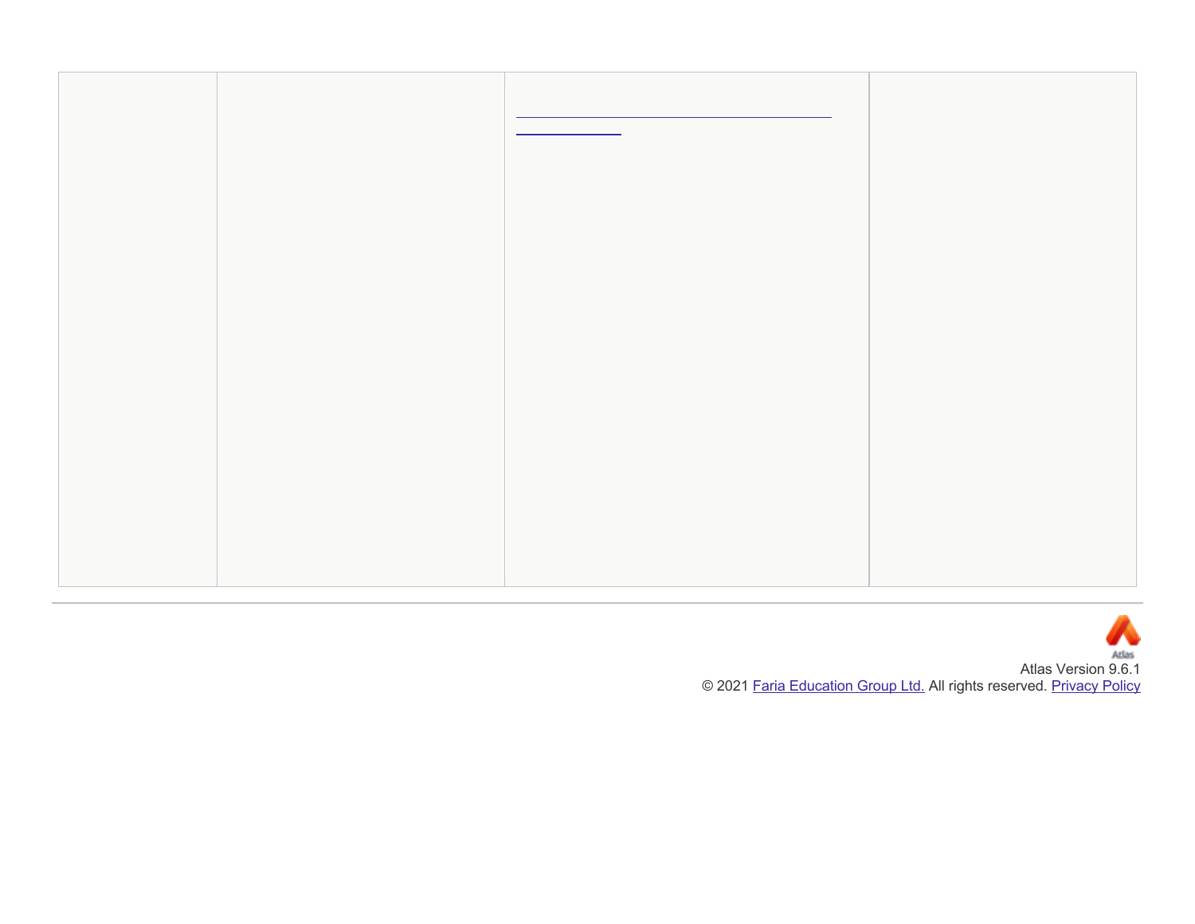| | | | |
|---|---|---|---|
| | | | |

Atlas Version 9.6.1

© 2021 Faria Education Group Ltd. All rights reserved. Privacy Policy